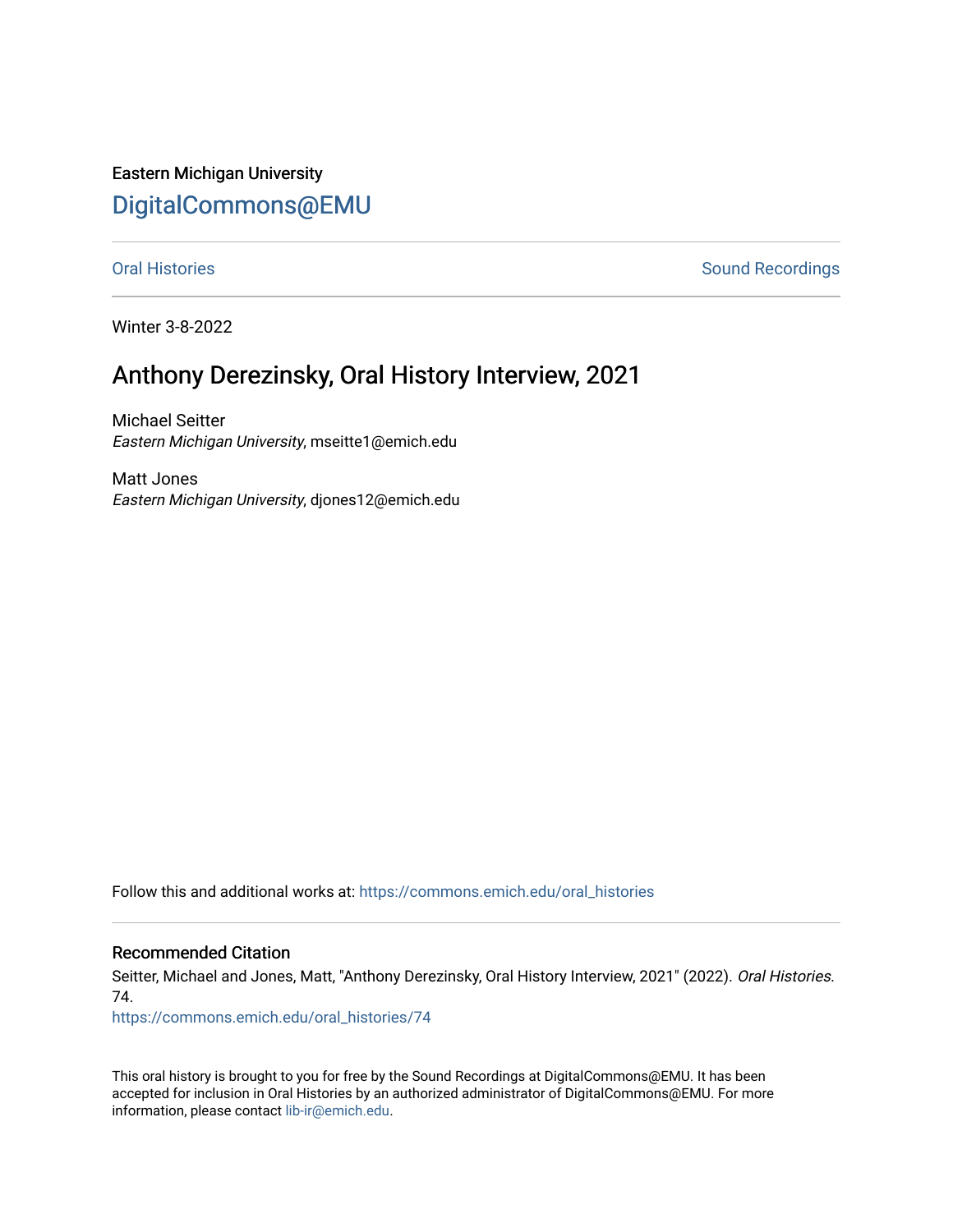Eastern Michigan University

# DigitalCommons@EMU

Oral Histories | Sound Recordings

Winter 3-8-2022

## Anthony Derezinsky, Oral History Interview, 2021

Michael Seitter
*Eastern Michigan University*, mseitte1@emich.edu

Matt Jones
*Eastern Michigan University*, djones12@emich.edu

Follow this and additional works at: https://commons.emich.edu/oral_histories

### Recommended Citation

Seitter, Michael and Jones, Matt, "Anthony Derezinsky, Oral History Interview, 2021" (2022). *Oral Histories*. 74.
https://commons.emich.edu/oral_histories/74

This oral history is brought to you for free by the Sound Recordings at DigitalCommons@EMU. It has been accepted for inclusion in Oral Histories by an authorized administrator of DigitalCommons@EMU. For more information, please contact lib-ir@emich.edu.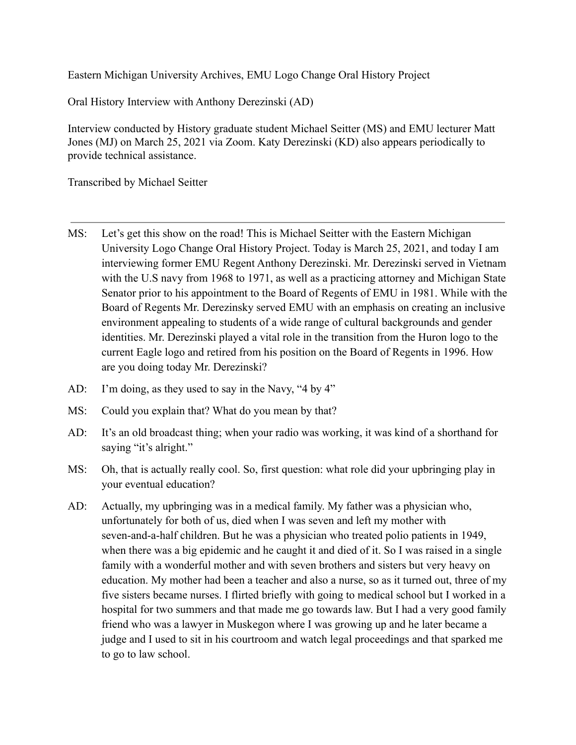Eastern Michigan University Archives, EMU Logo Change Oral History Project

Oral History Interview with Anthony Derezinski (AD)

Interview conducted by History graduate student Michael Seitter (MS) and EMU lecturer Matt Jones (MJ) on March 25, 2021 via Zoom. Katy Derezinski (KD) also appears periodically to provide technical assistance.

Transcribed by Michael Seitter

---

MS: Let's get this show on the road! This is Michael Seitter with the Eastern Michigan University Logo Change Oral History Project. Today is March 25, 2021, and today I am interviewing former EMU Regent Anthony Derezinski. Mr. Derezinski served in Vietnam with the U.S navy from 1968 to 1971, as well as a practicing attorney and Michigan State Senator prior to his appointment to the Board of Regents of EMU in 1981. While with the Board of Regents Mr. Derezinsky served EMU with an emphasis on creating an inclusive environment appealing to students of a wide range of cultural backgrounds and gender identities. Mr. Derezinski played a vital role in the transition from the Huron logo to the current Eagle logo and retired from his position on the Board of Regents in 1996. How are you doing today Mr. Derezinski?

AD: I'm doing, as they used to say in the Navy, "4 by 4"

MS: Could you explain that? What do you mean by that?

AD: It's an old broadcast thing; when your radio was working, it was kind of a shorthand for saying "it's alright."

MS: Oh, that is actually really cool. So, first question: what role did your upbringing play in your eventual education?

AD: Actually, my upbringing was in a medical family. My father was a physician who, unfortunately for both of us, died when I was seven and left my mother with seven-and-a-half children. But he was a physician who treated polio patients in 1949, when there was a big epidemic and he caught it and died of it. So I was raised in a single family with a wonderful mother and with seven brothers and sisters but very heavy on education. My mother had been a teacher and also a nurse, so as it turned out, three of my five sisters became nurses. I flirted briefly with going to medical school but I worked in a hospital for two summers and that made me go towards law. But I had a very good family friend who was a lawyer in Muskegon where I was growing up and he later became a judge and I used to sit in his courtroom and watch legal proceedings and that sparked me to go to law school.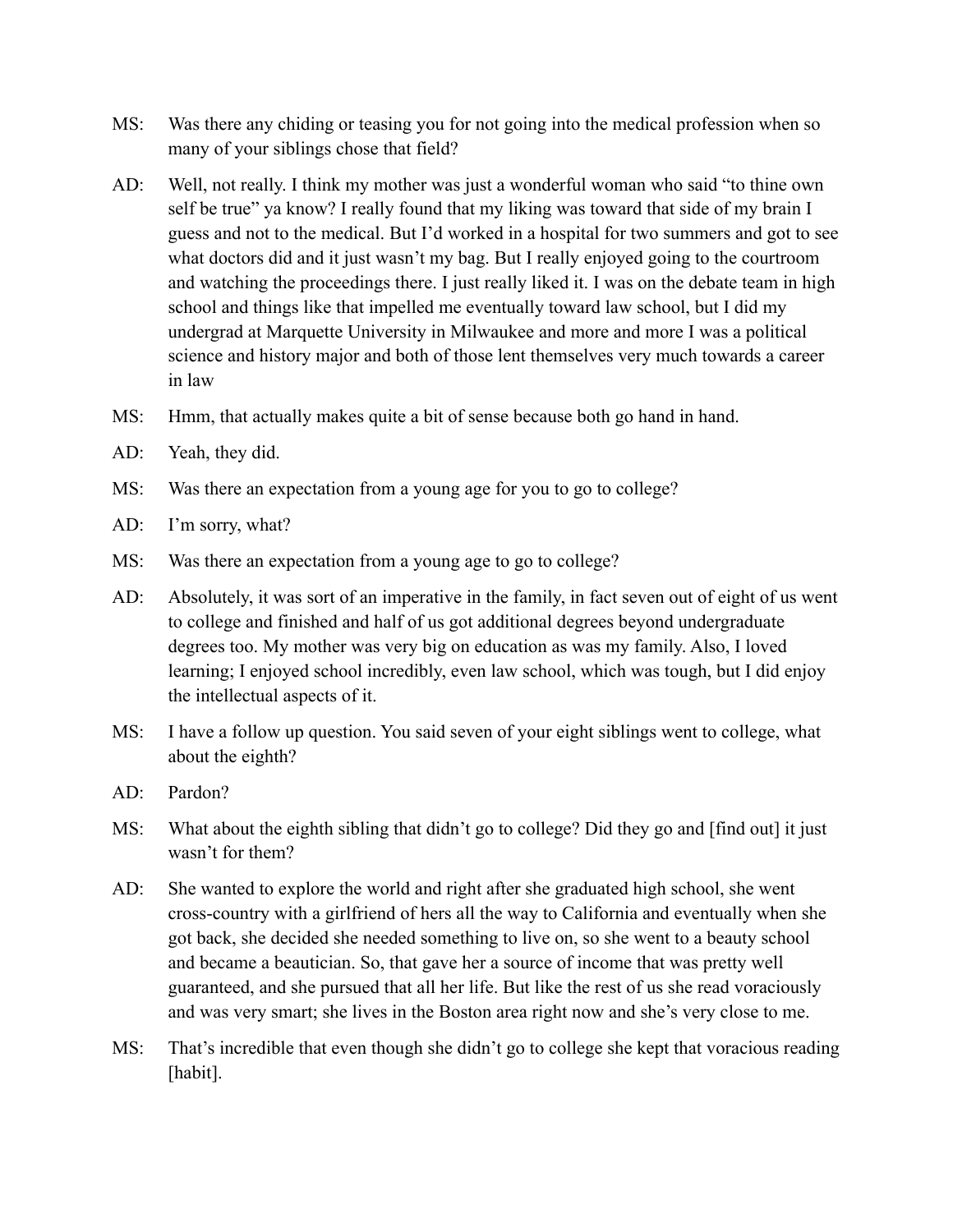MS: Was there any chiding or teasing you for not going into the medical profession when so many of your siblings chose that field?

AD: Well, not really. I think my mother was just a wonderful woman who said "to thine own self be true" ya know? I really found that my liking was toward that side of my brain I guess and not to the medical. But I'd worked in a hospital for two summers and got to see what doctors did and it just wasn't my bag. But I really enjoyed going to the courtroom and watching the proceedings there. I just really liked it. I was on the debate team in high school and things like that impelled me eventually toward law school, but I did my undergrad at Marquette University in Milwaukee and more and more I was a political science and history major and both of those lent themselves very much towards a career in law

MS: Hmm, that actually makes quite a bit of sense because both go hand in hand.

AD: Yeah, they did.

MS: Was there an expectation from a young age for you to go to college?

AD: I'm sorry, what?

MS: Was there an expectation from a young age to go to college?

AD: Absolutely, it was sort of an imperative in the family, in fact seven out of eight of us went to college and finished and half of us got additional degrees beyond undergraduate degrees too. My mother was very big on education as was my family. Also, I loved learning; I enjoyed school incredibly, even law school, which was tough, but I did enjoy the intellectual aspects of it.

MS: I have a follow up question. You said seven of your eight siblings went to college, what about the eighth?

AD: Pardon?

MS: What about the eighth sibling that didn't go to college? Did they go and [find out] it just wasn't for them?

AD: She wanted to explore the world and right after she graduated high school, she went cross-country with a girlfriend of hers all the way to California and eventually when she got back, she decided she needed something to live on, so she went to a beauty school and became a beautician. So, that gave her a source of income that was pretty well guaranteed, and she pursued that all her life. But like the rest of us she read voraciously and was very smart; she lives in the Boston area right now and she's very close to me.

MS: That's incredible that even though she didn't go to college she kept that voracious reading [habit].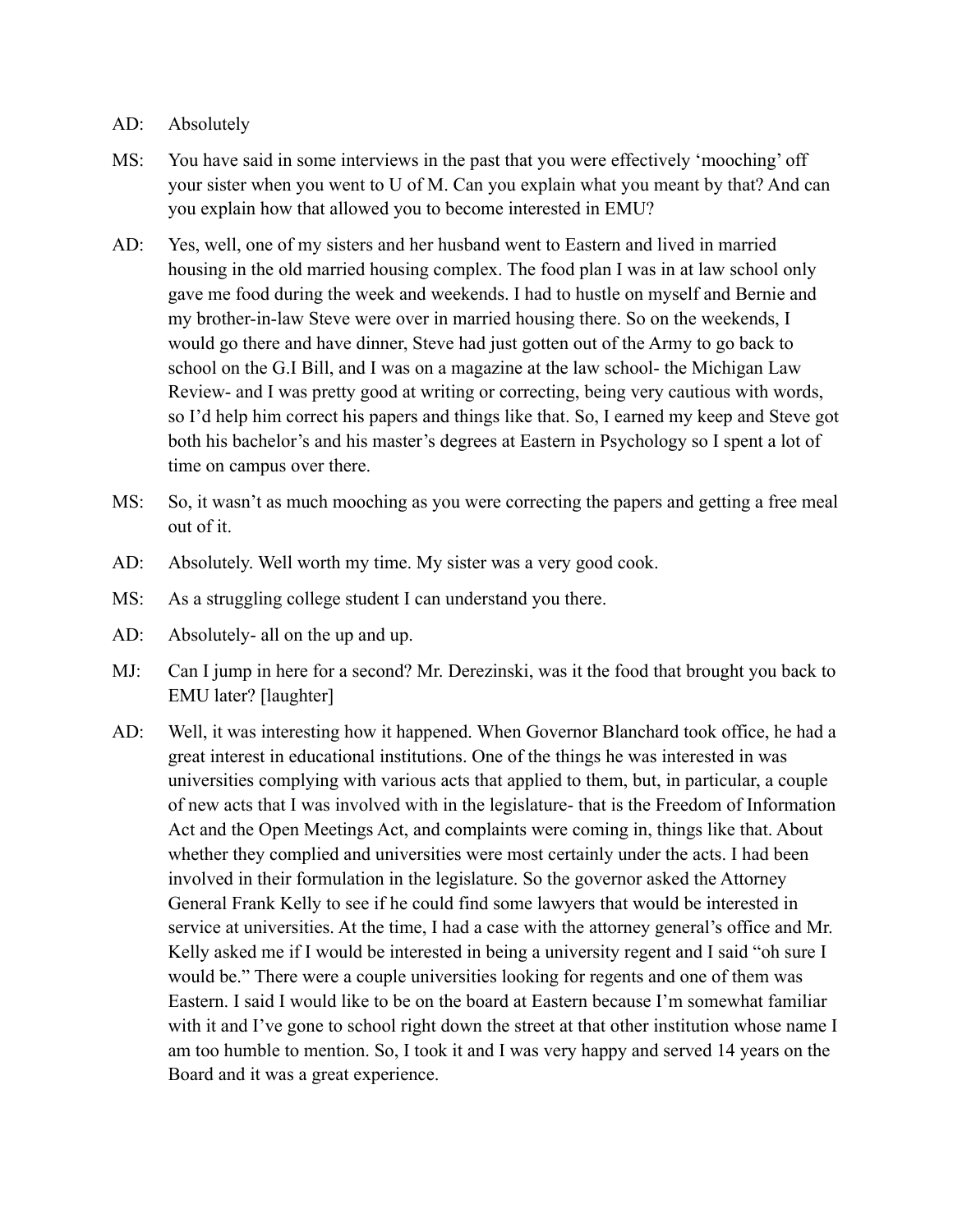AD: Absolutely

MS: You have said in some interviews in the past that you were effectively 'mooching' off your sister when you went to U of M. Can you explain what you meant by that? And can you explain how that allowed you to become interested in EMU?

AD: Yes, well, one of my sisters and her husband went to Eastern and lived in married housing in the old married housing complex. The food plan I was in at law school only gave me food during the week and weekends. I had to hustle on myself and Bernie and my brother-in-law Steve were over in married housing there. So on the weekends, I would go there and have dinner, Steve had just gotten out of the Army to go back to school on the G.I Bill, and I was on a magazine at the law school- the Michigan Law Review- and I was pretty good at writing or correcting, being very cautious with words, so I'd help him correct his papers and things like that. So, I earned my keep and Steve got both his bachelor's and his master's degrees at Eastern in Psychology so I spent a lot of time on campus over there.

MS: So, it wasn't as much mooching as you were correcting the papers and getting a free meal out of it.

AD: Absolutely. Well worth my time. My sister was a very good cook.

MS: As a struggling college student I can understand you there.

AD: Absolutely- all on the up and up.

MJ: Can I jump in here for a second? Mr. Derezinski, was it the food that brought you back to EMU later? [laughter]

AD: Well, it was interesting how it happened. When Governor Blanchard took office, he had a great interest in educational institutions. One of the things he was interested in was universities complying with various acts that applied to them, but, in particular, a couple of new acts that I was involved with in the legislature- that is the Freedom of Information Act and the Open Meetings Act, and complaints were coming in, things like that. About whether they complied and universities were most certainly under the acts. I had been involved in their formulation in the legislature. So the governor asked the Attorney General Frank Kelly to see if he could find some lawyers that would be interested in service at universities. At the time, I had a case with the attorney general's office and Mr. Kelly asked me if I would be interested in being a university regent and I said "oh sure I would be." There were a couple universities looking for regents and one of them was Eastern. I said I would like to be on the board at Eastern because I'm somewhat familiar with it and I've gone to school right down the street at that other institution whose name I am too humble to mention. So, I took it and I was very happy and served 14 years on the Board and it was a great experience.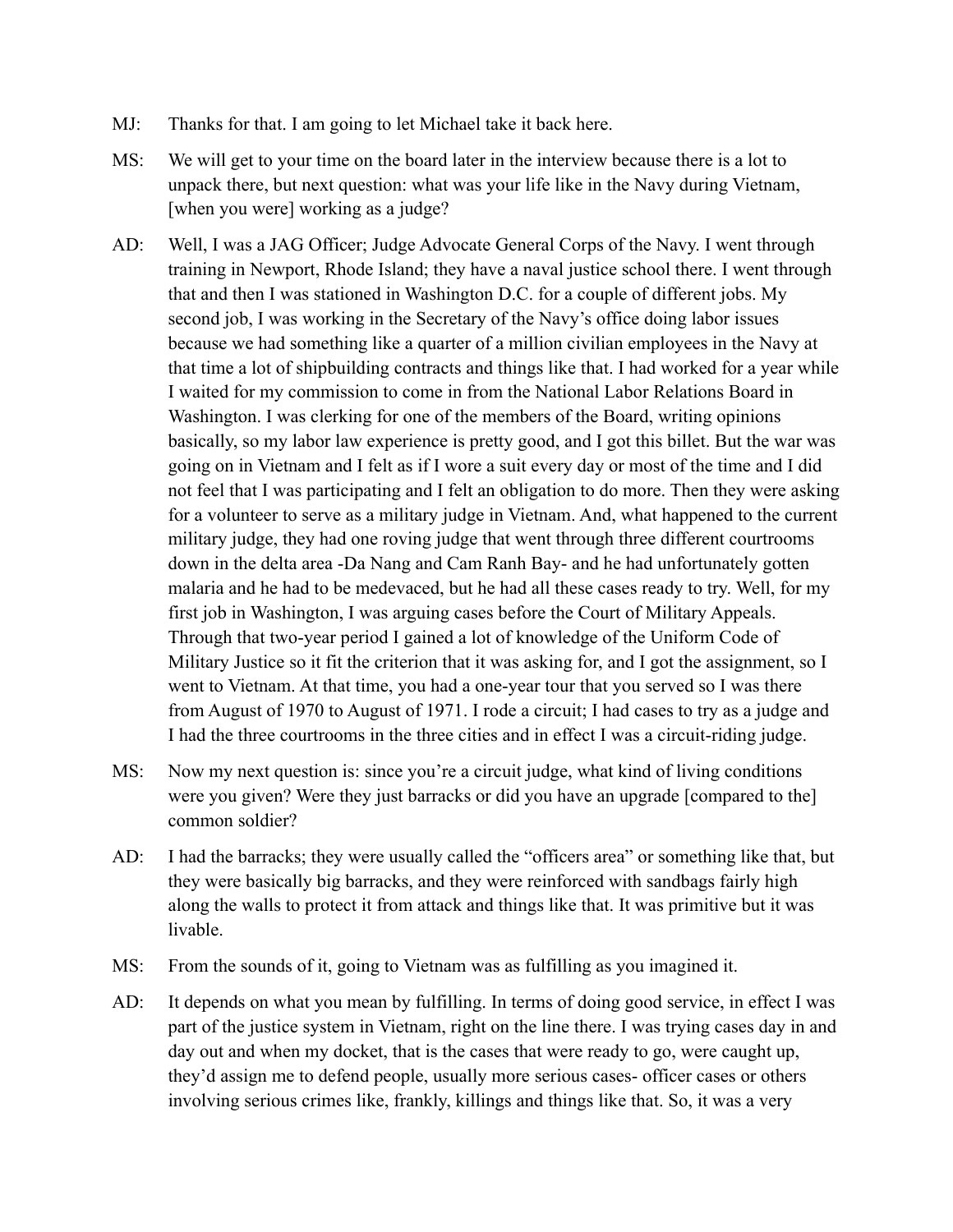MJ: Thanks for that. I am going to let Michael take it back here.

MS: We will get to your time on the board later in the interview because there is a lot to unpack there, but next question: what was your life like in the Navy during Vietnam, [when you were] working as a judge?

AD: Well, I was a JAG Officer; Judge Advocate General Corps of the Navy. I went through training in Newport, Rhode Island; they have a naval justice school there. I went through that and then I was stationed in Washington D.C. for a couple of different jobs. My second job, I was working in the Secretary of the Navy's office doing labor issues because we had something like a quarter of a million civilian employees in the Navy at that time a lot of shipbuilding contracts and things like that. I had worked for a year while I waited for my commission to come in from the National Labor Relations Board in Washington. I was clerking for one of the members of the Board, writing opinions basically, so my labor law experience is pretty good, and I got this billet. But the war was going on in Vietnam and I felt as if I wore a suit every day or most of the time and I did not feel that I was participating and I felt an obligation to do more. Then they were asking for a volunteer to serve as a military judge in Vietnam. And, what happened to the current military judge, they had one roving judge that went through three different courtrooms down in the delta area -Da Nang and Cam Ranh Bay- and he had unfortunately gotten malaria and he had to be medevaced, but he had all these cases ready to try. Well, for my first job in Washington, I was arguing cases before the Court of Military Appeals. Through that two-year period I gained a lot of knowledge of the Uniform Code of Military Justice so it fit the criterion that it was asking for, and I got the assignment, so I went to Vietnam. At that time, you had a one-year tour that you served so I was there from August of 1970 to August of 1971. I rode a circuit; I had cases to try as a judge and I had the three courtrooms in the three cities and in effect I was a circuit-riding judge.

MS: Now my next question is: since you're a circuit judge, what kind of living conditions were you given? Were they just barracks or did you have an upgrade [compared to the] common soldier?

AD: I had the barracks; they were usually called the "officers area" or something like that, but they were basically big barracks, and they were reinforced with sandbags fairly high along the walls to protect it from attack and things like that. It was primitive but it was livable.

MS: From the sounds of it, going to Vietnam was as fulfilling as you imagined it.

AD: It depends on what you mean by fulfilling. In terms of doing good service, in effect I was part of the justice system in Vietnam, right on the line there. I was trying cases day in and day out and when my docket, that is the cases that were ready to go, were caught up, they'd assign me to defend people, usually more serious cases- officer cases or others involving serious crimes like, frankly, killings and things like that. So, it was a very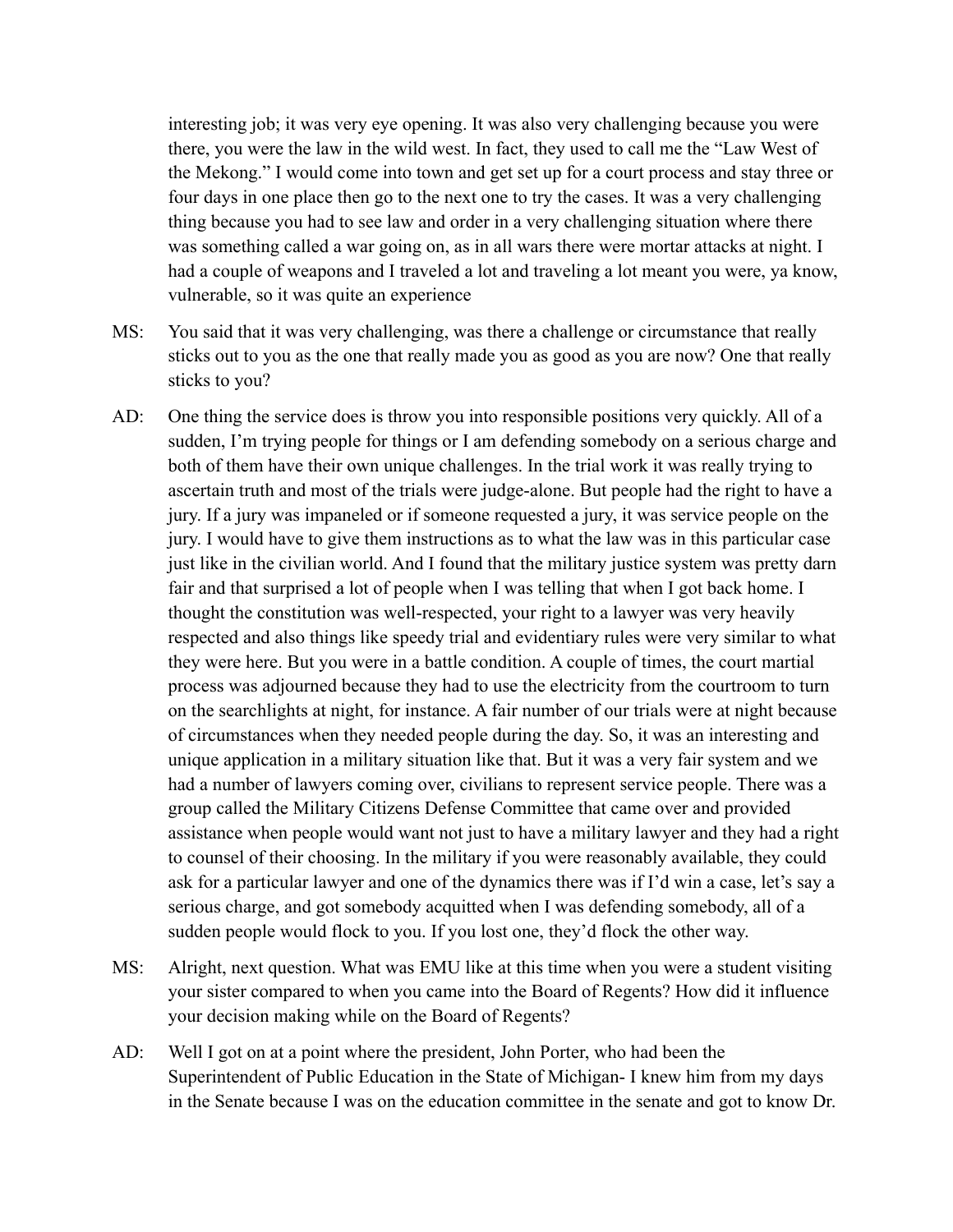interesting job; it was very eye opening. It was also very challenging because you were there, you were the law in the wild west. In fact, they used to call me the "Law West of the Mekong." I would come into town and get set up for a court process and stay three or four days in one place then go to the next one to try the cases. It was a very challenging thing because you had to see law and order in a very challenging situation where there was something called a war going on, as in all wars there were mortar attacks at night. I had a couple of weapons and I traveled a lot and traveling a lot meant you were, ya know, vulnerable, so it was quite an experience

MS: You said that it was very challenging, was there a challenge or circumstance that really sticks out to you as the one that really made you as good as you are now? One that really sticks to you?

AD: One thing the service does is throw you into responsible positions very quickly. All of a sudden, I'm trying people for things or I am defending somebody on a serious charge and both of them have their own unique challenges. In the trial work it was really trying to ascertain truth and most of the trials were judge-alone. But people had the right to have a jury. If a jury was impaneled or if someone requested a jury, it was service people on the jury. I would have to give them instructions as to what the law was in this particular case just like in the civilian world. And I found that the military justice system was pretty darn fair and that surprised a lot of people when I was telling that when I got back home. I thought the constitution was well-respected, your right to a lawyer was very heavily respected and also things like speedy trial and evidentiary rules were very similar to what they were here. But you were in a battle condition. A couple of times, the court martial process was adjourned because they had to use the electricity from the courtroom to turn on the searchlights at night, for instance. A fair number of our trials were at night because of circumstances when they needed people during the day. So, it was an interesting and unique application in a military situation like that. But it was a very fair system and we had a number of lawyers coming over, civilians to represent service people. There was a group called the Military Citizens Defense Committee that came over and provided assistance when people would want not just to have a military lawyer and they had a right to counsel of their choosing. In the military if you were reasonably available, they could ask for a particular lawyer and one of the dynamics there was if I'd win a case, let's say a serious charge, and got somebody acquitted when I was defending somebody, all of a sudden people would flock to you. If you lost one, they'd flock the other way.

MS: Alright, next question. What was EMU like at this time when you were a student visiting your sister compared to when you came into the Board of Regents? How did it influence your decision making while on the Board of Regents?

AD: Well I got on at a point where the president, John Porter, who had been the Superintendent of Public Education in the State of Michigan- I knew him from my days in the Senate because I was on the education committee in the senate and got to know Dr.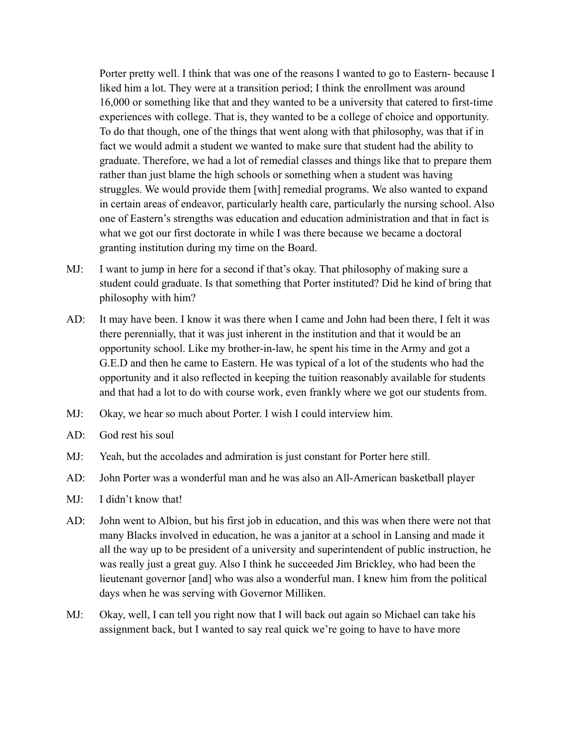Porter pretty well. I think that was one of the reasons I wanted to go to Eastern- because I liked him a lot. They were at a transition period; I think the enrollment was around 16,000 or something like that and they wanted to be a university that catered to first-time experiences with college. That is, they wanted to be a college of choice and opportunity. To do that though, one of the things that went along with that philosophy, was that if in fact we would admit a student we wanted to make sure that student had the ability to graduate. Therefore, we had a lot of remedial classes and things like that to prepare them rather than just blame the high schools or something when a student was having struggles. We would provide them [with] remedial programs. We also wanted to expand in certain areas of endeavor, particularly health care, particularly the nursing school. Also one of Eastern's strengths was education and education administration and that in fact is what we got our first doctorate in while I was there because we became a doctoral granting institution during my time on the Board.

MJ: I want to jump in here for a second if that's okay. That philosophy of making sure a student could graduate. Is that something that Porter instituted? Did he kind of bring that philosophy with him?

AD: It may have been. I know it was there when I came and John had been there, I felt it was there perennially, that it was just inherent in the institution and that it would be an opportunity school. Like my brother-in-law, he spent his time in the Army and got a G.E.D and then he came to Eastern. He was typical of a lot of the students who had the opportunity and it also reflected in keeping the tuition reasonably available for students and that had a lot to do with course work, even frankly where we got our students from.

MJ: Okay, we hear so much about Porter. I wish I could interview him.

AD: God rest his soul

MJ: Yeah, but the accolades and admiration is just constant for Porter here still.

AD: John Porter was a wonderful man and he was also an All-American basketball player

MJ: I didn't know that!

AD: John went to Albion, but his first job in education, and this was when there were not that many Blacks involved in education, he was a janitor at a school in Lansing and made it all the way up to be president of a university and superintendent of public instruction, he was really just a great guy. Also I think he succeeded Jim Brickley, who had been the lieutenant governor [and] who was also a wonderful man. I knew him from the political days when he was serving with Governor Milliken.

MJ: Okay, well, I can tell you right now that I will back out again so Michael can take his assignment back, but I wanted to say real quick we're going to have to have more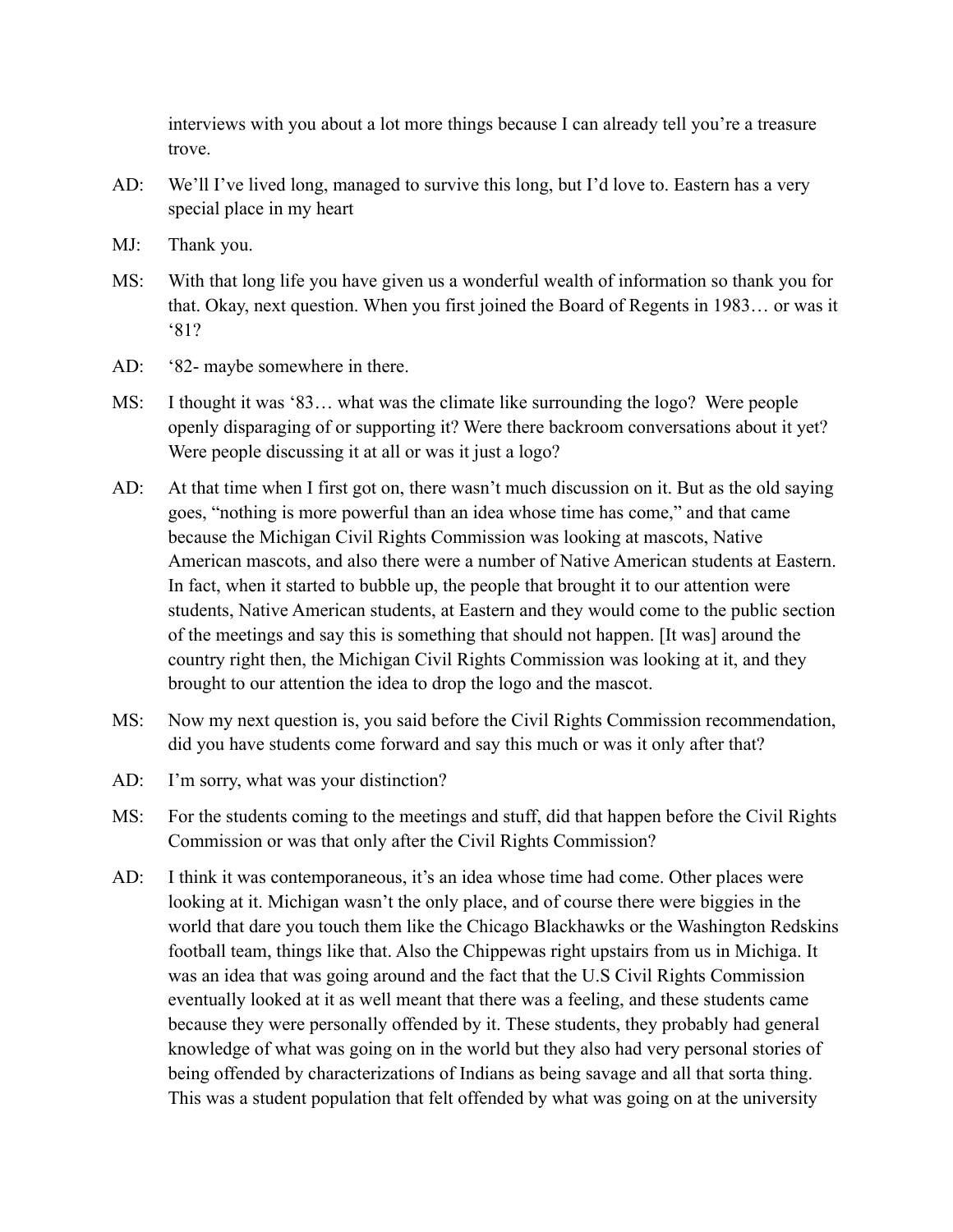interviews with you about a lot more things because I can already tell you're a treasure trove.

AD: We'll I've lived long, managed to survive this long, but I'd love to. Eastern has a very special place in my heart

MJ: Thank you.

MS: With that long life you have given us a wonderful wealth of information so thank you for that. Okay, next question. When you first joined the Board of Regents in 1983… or was it '81?

AD: '82- maybe somewhere in there.

MS: I thought it was '83… what was the climate like surrounding the logo? Were people openly disparaging of or supporting it? Were there backroom conversations about it yet? Were people discussing it at all or was it just a logo?

AD: At that time when I first got on, there wasn't much discussion on it. But as the old saying goes, "nothing is more powerful than an idea whose time has come," and that came because the Michigan Civil Rights Commission was looking at mascots, Native American mascots, and also there were a number of Native American students at Eastern. In fact, when it started to bubble up, the people that brought it to our attention were students, Native American students, at Eastern and they would come to the public section of the meetings and say this is something that should not happen. [It was] around the country right then, the Michigan Civil Rights Commission was looking at it, and they brought to our attention the idea to drop the logo and the mascot.

MS: Now my next question is, you said before the Civil Rights Commission recommendation, did you have students come forward and say this much or was it only after that?

AD: I'm sorry, what was your distinction?

MS: For the students coming to the meetings and stuff, did that happen before the Civil Rights Commission or was that only after the Civil Rights Commission?

AD: I think it was contemporaneous, it's an idea whose time had come. Other places were looking at it. Michigan wasn't the only place, and of course there were biggies in the world that dare you touch them like the Chicago Blackhawks or the Washington Redskins football team, things like that. Also the Chippewas right upstairs from us in Michiga. It was an idea that was going around and the fact that the U.S Civil Rights Commission eventually looked at it as well meant that there was a feeling, and these students came because they were personally offended by it. These students, they probably had general knowledge of what was going on in the world but they also had very personal stories of being offended by characterizations of Indians as being savage and all that sorta thing. This was a student population that felt offended by what was going on at the university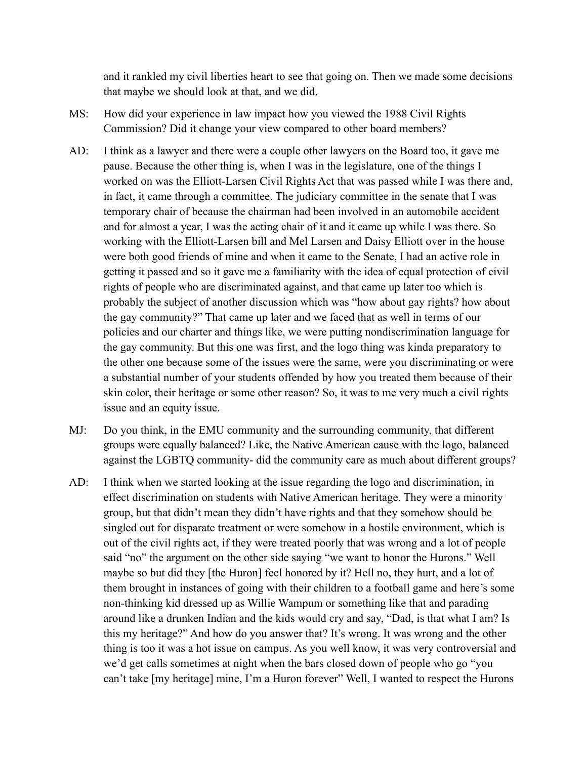and it rankled my civil liberties heart to see that going on. Then we made some decisions that maybe we should look at that, and we did.

MS: How did your experience in law impact how you viewed the 1988 Civil Rights Commission? Did it change your view compared to other board members?

AD: I think as a lawyer and there were a couple other lawyers on the Board too, it gave me pause. Because the other thing is, when I was in the legislature, one of the things I worked on was the Elliott-Larsen Civil Rights Act that was passed while I was there and, in fact, it came through a committee. The judiciary committee in the senate that I was temporary chair of because the chairman had been involved in an automobile accident and for almost a year, I was the acting chair of it and it came up while I was there. So working with the Elliott-Larsen bill and Mel Larsen and Daisy Elliott over in the house were both good friends of mine and when it came to the Senate, I had an active role in getting it passed and so it gave me a familiarity with the idea of equal protection of civil rights of people who are discriminated against, and that came up later too which is probably the subject of another discussion which was "how about gay rights? how about the gay community?" That came up later and we faced that as well in terms of our policies and our charter and things like, we were putting nondiscrimination language for the gay community. But this one was first, and the logo thing was kinda preparatory to the other one because some of the issues were the same, were you discriminating or were a substantial number of your students offended by how you treated them because of their skin color, their heritage or some other reason? So, it was to me very much a civil rights issue and an equity issue.

MJ: Do you think, in the EMU community and the surrounding community, that different groups were equally balanced? Like, the Native American cause with the logo, balanced against the LGBTQ community- did the community care as much about different groups?

AD: I think when we started looking at the issue regarding the logo and discrimination, in effect discrimination on students with Native American heritage. They were a minority group, but that didn't mean they didn't have rights and that they somehow should be singled out for disparate treatment or were somehow in a hostile environment, which is out of the civil rights act, if they were treated poorly that was wrong and a lot of people said "no" the argument on the other side saying "we want to honor the Hurons." Well maybe so but did they [the Huron] feel honored by it? Hell no, they hurt, and a lot of them brought in instances of going with their children to a football game and here's some non-thinking kid dressed up as Willie Wampum or something like that and parading around like a drunken Indian and the kids would cry and say, "Dad, is that what I am? Is this my heritage?" And how do you answer that? It's wrong. It was wrong and the other thing is too it was a hot issue on campus. As you well know, it was very controversial and we'd get calls sometimes at night when the bars closed down of people who go "you can't take [my heritage] mine, I'm a Huron forever" Well, I wanted to respect the Hurons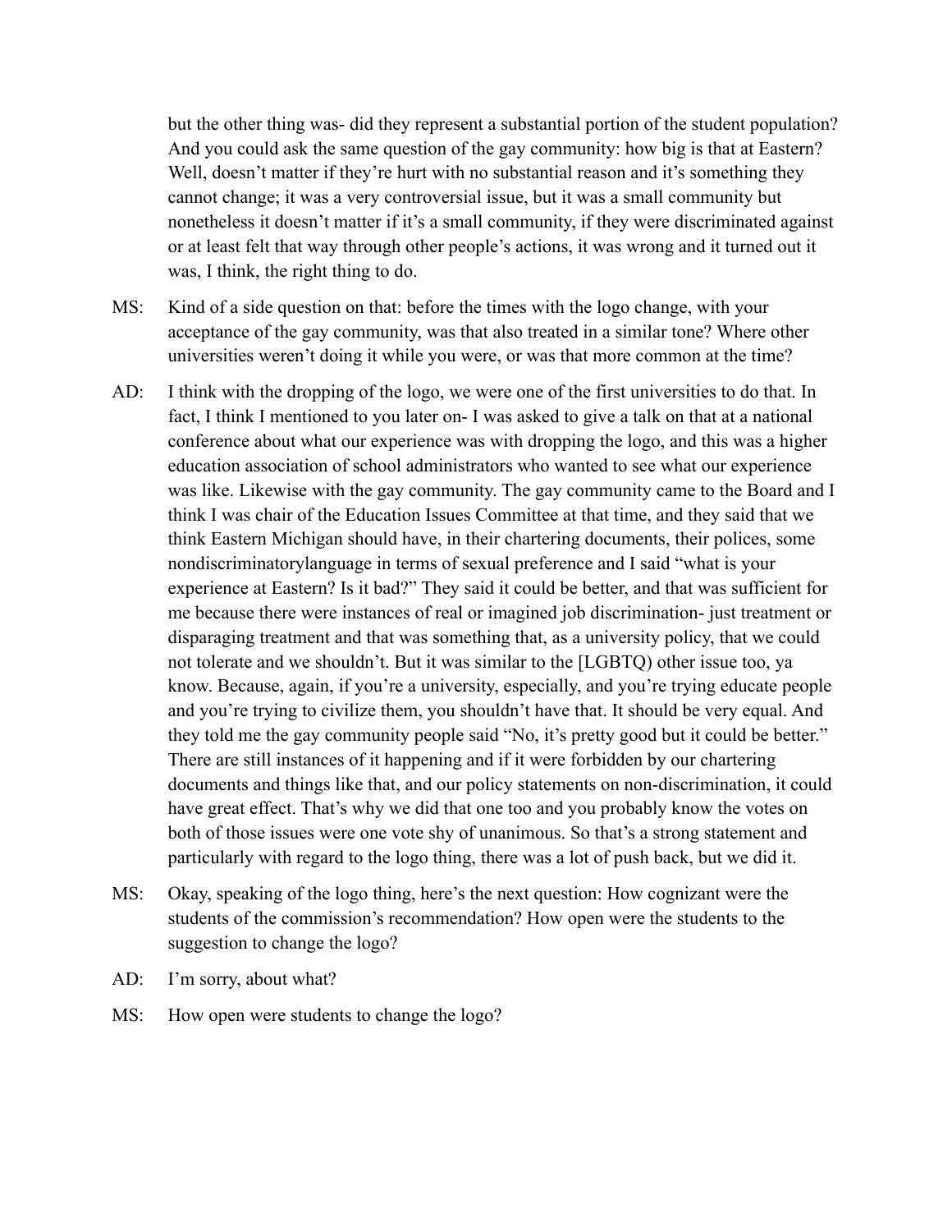but the other thing was- did they represent a substantial portion of the student population? And you could ask the same question of the gay community: how big is that at Eastern? Well, doesn't matter if they're hurt with no substantial reason and it's something they cannot change; it was a very controversial issue, but it was a small community but nonetheless it doesn't matter if it's a small community, if they were discriminated against or at least felt that way through other people's actions, it was wrong and it turned out it was, I think, the right thing to do.

MS: Kind of a side question on that: before the times with the logo change, with your acceptance of the gay community, was that also treated in a similar tone? Where other universities weren't doing it while you were, or was that more common at the time?

AD: I think with the dropping of the logo, we were one of the first universities to do that. In fact, I think I mentioned to you later on- I was asked to give a talk on that at a national conference about what our experience was with dropping the logo, and this was a higher education association of school administrators who wanted to see what our experience was like. Likewise with the gay community. The gay community came to the Board and I think I was chair of the Education Issues Committee at that time, and they said that we think Eastern Michigan should have, in their chartering documents, their polices, some nondiscriminatorylanguage in terms of sexual preference and I said "what is your experience at Eastern? Is it bad?" They said it could be better, and that was sufficient for me because there were instances of real or imagined job discrimination- just treatment or disparaging treatment and that was something that, as a university policy, that we could not tolerate and we shouldn't. But it was similar to the [LGBTQ] other issue too, ya know. Because, again, if you're a university, especially, and you're trying educate people and you're trying to civilize them, you shouldn't have that. It should be very equal. And they told me the gay community people said "No, it's pretty good but it could be better." There are still instances of it happening and if it were forbidden by our chartering documents and things like that, and our policy statements on non-discrimination, it could have great effect. That's why we did that one too and you probably know the votes on both of those issues were one vote shy of unanimous. So that's a strong statement and particularly with regard to the logo thing, there was a lot of push back, but we did it.

MS: Okay, speaking of the logo thing, here's the next question: How cognizant were the students of the commission's recommendation? How open were the students to the suggestion to change the logo?

AD: I'm sorry, about what?

MS: How open were students to change the logo?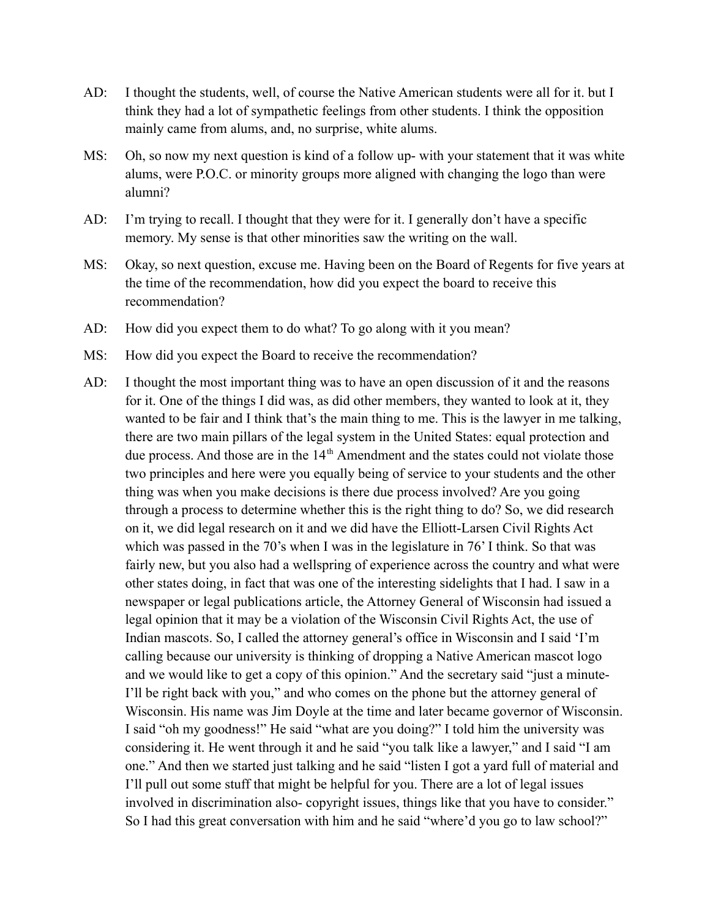AD: I thought the students, well, of course the Native American students were all for it. but I think they had a lot of sympathetic feelings from other students. I think the opposition mainly came from alums, and, no surprise, white alums.

MS: Oh, so now my next question is kind of a follow up- with your statement that it was white alums, were P.O.C. or minority groups more aligned with changing the logo than were alumni?

AD: I'm trying to recall. I thought that they were for it. I generally don't have a specific memory. My sense is that other minorities saw the writing on the wall.

MS: Okay, so next question, excuse me. Having been on the Board of Regents for five years at the time of the recommendation, how did you expect the board to receive this recommendation?

AD: How did you expect them to do what? To go along with it you mean?

MS: How did you expect the Board to receive the recommendation?

AD: I thought the most important thing was to have an open discussion of it and the reasons for it. One of the things I did was, as did other members, they wanted to look at it, they wanted to be fair and I think that's the main thing to me. This is the lawyer in me talking, there are two main pillars of the legal system in the United States: equal protection and due process. And those are in the 14th Amendment and the states could not violate those two principles and here were you equally being of service to your students and the other thing was when you make decisions is there due process involved? Are you going through a process to determine whether this is the right thing to do? So, we did research on it, we did legal research on it and we did have the Elliott-Larsen Civil Rights Act which was passed in the 70's when I was in the legislature in 76' I think. So that was fairly new, but you also had a wellspring of experience across the country and what were other states doing, in fact that was one of the interesting sidelights that I had. I saw in a newspaper or legal publications article, the Attorney General of Wisconsin had issued a legal opinion that it may be a violation of the Wisconsin Civil Rights Act, the use of Indian mascots. So, I called the attorney general's office in Wisconsin and I said 'I'm calling because our university is thinking of dropping a Native American mascot logo and we would like to get a copy of this opinion." And the secretary said "just a minute- I'll be right back with you," and who comes on the phone but the attorney general of Wisconsin. His name was Jim Doyle at the time and later became governor of Wisconsin. I said "oh my goodness!" He said "what are you doing?" I told him the university was considering it. He went through it and he said "you talk like a lawyer," and I said "I am one." And then we started just talking and he said "listen I got a yard full of material and I'll pull out some stuff that might be helpful for you. There are a lot of legal issues involved in discrimination also- copyright issues, things like that you have to consider." So I had this great conversation with him and he said "where'd you go to law school?"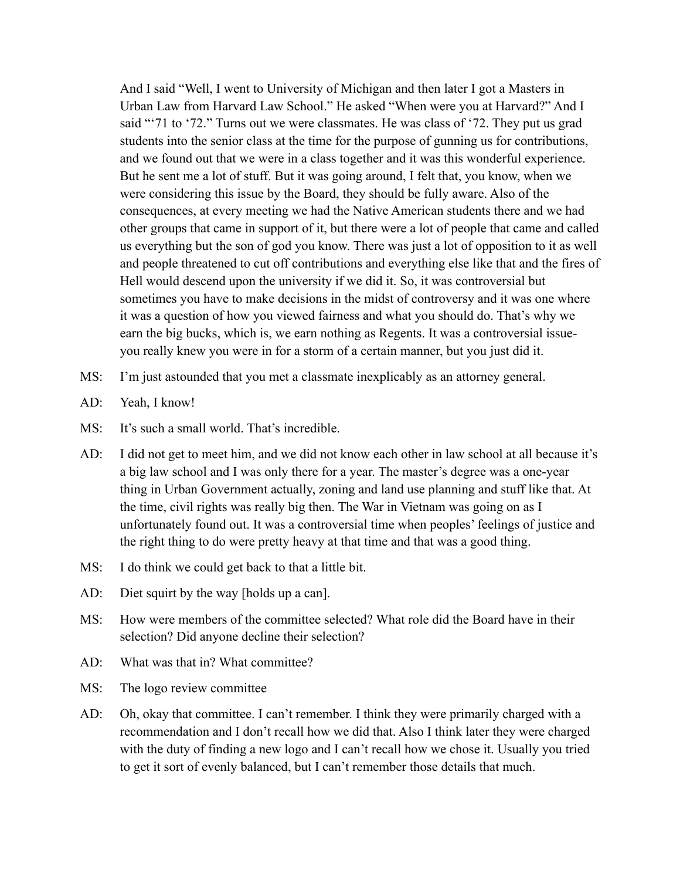And I said "Well, I went to University of Michigan and then later I got a Masters in Urban Law from Harvard Law School." He asked "When were you at Harvard?" And I said "'71 to '72." Turns out we were classmates. He was class of '72. They put us grad students into the senior class at the time for the purpose of gunning us for contributions, and we found out that we were in a class together and it was this wonderful experience. But he sent me a lot of stuff. But it was going around, I felt that, you know, when we were considering this issue by the Board, they should be fully aware. Also of the consequences, at every meeting we had the Native American students there and we had other groups that came in support of it, but there were a lot of people that came and called us everything but the son of god you know. There was just a lot of opposition to it as well and people threatened to cut off contributions and everything else like that and the fires of Hell would descend upon the university if we did it. So, it was controversial but sometimes you have to make decisions in the midst of controversy and it was one where it was a question of how you viewed fairness and what you should do. That's why we earn the big bucks, which is, we earn nothing as Regents. It was a controversial issue- you really knew you were in for a storm of a certain manner, but you just did it.

MS: I'm just astounded that you met a classmate inexplicably as an attorney general.

AD: Yeah, I know!

MS: It's such a small world. That's incredible.

AD: I did not get to meet him, and we did not know each other in law school at all because it's a big law school and I was only there for a year. The master's degree was a one-year thing in Urban Government actually, zoning and land use planning and stuff like that. At the time, civil rights was really big then. The War in Vietnam was going on as I unfortunately found out. It was a controversial time when peoples' feelings of justice and the right thing to do were pretty heavy at that time and that was a good thing.

MS: I do think we could get back to that a little bit.

AD: Diet squirt by the way [holds up a can].

MS: How were members of the committee selected? What role did the Board have in their selection? Did anyone decline their selection?

AD: What was that in? What committee?

MS: The logo review committee

AD: Oh, okay that committee. I can't remember. I think they were primarily charged with a recommendation and I don't recall how we did that. Also I think later they were charged with the duty of finding a new logo and I can't recall how we chose it. Usually you tried to get it sort of evenly balanced, but I can't remember those details that much.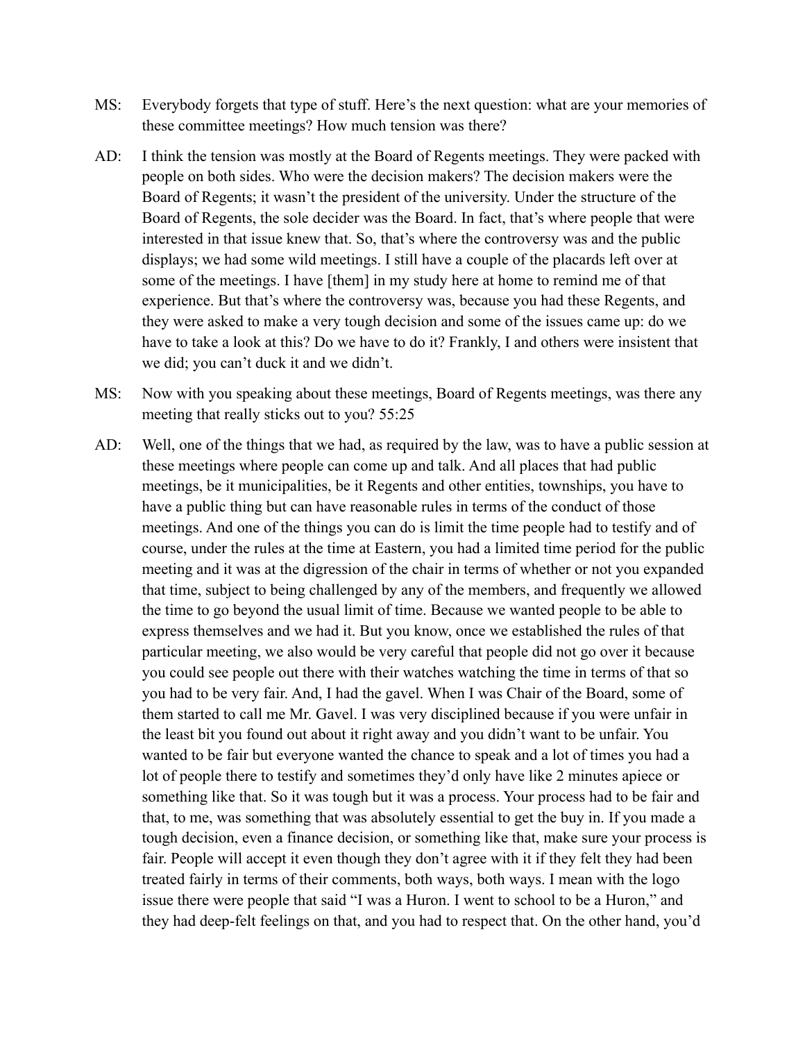MS: Everybody forgets that type of stuff. Here's the next question: what are your memories of these committee meetings? How much tension was there?

AD: I think the tension was mostly at the Board of Regents meetings. They were packed with people on both sides. Who were the decision makers? The decision makers were the Board of Regents; it wasn't the president of the university. Under the structure of the Board of Regents, the sole decider was the Board. In fact, that's where people that were interested in that issue knew that. So, that's where the controversy was and the public displays; we had some wild meetings. I still have a couple of the placards left over at some of the meetings. I have [them] in my study here at home to remind me of that experience. But that's where the controversy was, because you had these Regents, and they were asked to make a very tough decision and some of the issues came up: do we have to take a look at this? Do we have to do it? Frankly, I and others were insistent that we did; you can't duck it and we didn't.

MS: Now with you speaking about these meetings, Board of Regents meetings, was there any meeting that really sticks out to you? 55:25

AD: Well, one of the things that we had, as required by the law, was to have a public session at these meetings where people can come up and talk. And all places that had public meetings, be it municipalities, be it Regents and other entities, townships, you have to have a public thing but can have reasonable rules in terms of the conduct of those meetings. And one of the things you can do is limit the time people had to testify and of course, under the rules at the time at Eastern, you had a limited time period for the public meeting and it was at the digression of the chair in terms of whether or not you expanded that time, subject to being challenged by any of the members, and frequently we allowed the time to go beyond the usual limit of time. Because we wanted people to be able to express themselves and we had it. But you know, once we established the rules of that particular meeting, we also would be very careful that people did not go over it because you could see people out there with their watches watching the time in terms of that so you had to be very fair. And, I had the gavel. When I was Chair of the Board, some of them started to call me Mr. Gavel. I was very disciplined because if you were unfair in the least bit you found out about it right away and you didn't want to be unfair. You wanted to be fair but everyone wanted the chance to speak and a lot of times you had a lot of people there to testify and sometimes they'd only have like 2 minutes apiece or something like that. So it was tough but it was a process. Your process had to be fair and that, to me, was something that was absolutely essential to get the buy in. If you made a tough decision, even a finance decision, or something like that, make sure your process is fair. People will accept it even though they don't agree with it if they felt they had been treated fairly in terms of their comments, both ways, both ways. I mean with the logo issue there were people that said "I was a Huron. I went to school to be a Huron," and they had deep-felt feelings on that, and you had to respect that. On the other hand, you'd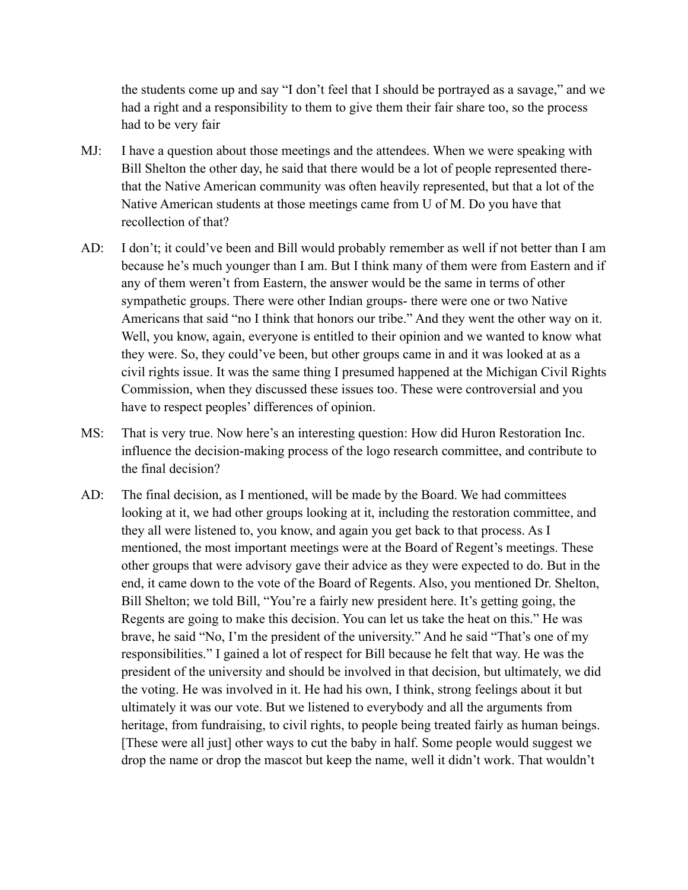the students come up and say "I don't feel that I should be portrayed as a savage," and we had a right and a responsibility to them to give them their fair share too, so the process had to be very fair

MJ: I have a question about those meetings and the attendees. When we were speaking with Bill Shelton the other day, he said that there would be a lot of people represented there- that the Native American community was often heavily represented, but that a lot of the Native American students at those meetings came from U of M. Do you have that recollection of that?

AD: I don't; it could've been and Bill would probably remember as well if not better than I am because he's much younger than I am. But I think many of them were from Eastern and if any of them weren't from Eastern, the answer would be the same in terms of other sympathetic groups. There were other Indian groups- there were one or two Native Americans that said "no I think that honors our tribe." And they went the other way on it. Well, you know, again, everyone is entitled to their opinion and we wanted to know what they were. So, they could've been, but other groups came in and it was looked at as a civil rights issue. It was the same thing I presumed happened at the Michigan Civil Rights Commission, when they discussed these issues too. These were controversial and you have to respect peoples' differences of opinion.

MS: That is very true. Now here's an interesting question: How did Huron Restoration Inc. influence the decision-making process of the logo research committee, and contribute to the final decision?

AD: The final decision, as I mentioned, will be made by the Board. We had committees looking at it, we had other groups looking at it, including the restoration committee, and they all were listened to, you know, and again you get back to that process. As I mentioned, the most important meetings were at the Board of Regent's meetings. These other groups that were advisory gave their advice as they were expected to do. But in the end, it came down to the vote of the Board of Regents. Also, you mentioned Dr. Shelton, Bill Shelton; we told Bill, "You're a fairly new president here. It's getting going, the Regents are going to make this decision. You can let us take the heat on this." He was brave, he said "No, I'm the president of the university." And he said "That's one of my responsibilities." I gained a lot of respect for Bill because he felt that way. He was the president of the university and should be involved in that decision, but ultimately, we did the voting. He was involved in it. He had his own, I think, strong feelings about it but ultimately it was our vote. But we listened to everybody and all the arguments from heritage, from fundraising, to civil rights, to people being treated fairly as human beings. [These were all just] other ways to cut the baby in half. Some people would suggest we drop the name or drop the mascot but keep the name, well it didn't work. That wouldn't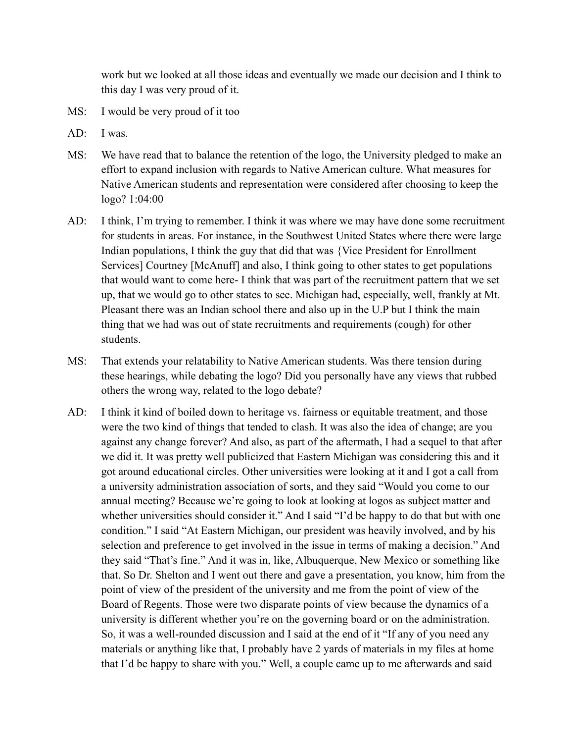work but we looked at all those ideas and eventually we made our decision and I think to this day I was very proud of it.

MS: I would be very proud of it too

AD: I was.

MS: We have read that to balance the retention of the logo, the University pledged to make an effort to expand inclusion with regards to Native American culture. What measures for Native American students and representation were considered after choosing to keep the logo? 1:04:00

AD: I think, I'm trying to remember. I think it was where we may have done some recruitment for students in areas. For instance, in the Southwest United States where there were large Indian populations, I think the guy that did that was {Vice President for Enrollment Services] Courtney [McAnuff] and also, I think going to other states to get populations that would want to come here- I think that was part of the recruitment pattern that we set up, that we would go to other states to see. Michigan had, especially, well, frankly at Mt. Pleasant there was an Indian school there and also up in the U.P but I think the main thing that we had was out of state recruitments and requirements (cough) for other students.

MS: That extends your relatability to Native American students. Was there tension during these hearings, while debating the logo? Did you personally have any views that rubbed others the wrong way, related to the logo debate?

AD: I think it kind of boiled down to heritage vs. fairness or equitable treatment, and those were the two kind of things that tended to clash. It was also the idea of change; are you against any change forever? And also, as part of the aftermath, I had a sequel to that after we did it. It was pretty well publicized that Eastern Michigan was considering this and it got around educational circles. Other universities were looking at it and I got a call from a university administration association of sorts, and they said "Would you come to our annual meeting? Because we're going to look at looking at logos as subject matter and whether universities should consider it." And I said "I'd be happy to do that but with one condition." I said "At Eastern Michigan, our president was heavily involved, and by his selection and preference to get involved in the issue in terms of making a decision." And they said "That's fine." And it was in, like, Albuquerque, New Mexico or something like that. So Dr. Shelton and I went out there and gave a presentation, you know, him from the point of view of the president of the university and me from the point of view of the Board of Regents. Those were two disparate points of view because the dynamics of a university is different whether you're on the governing board or on the administration. So, it was a well-rounded discussion and I said at the end of it "If any of you need any materials or anything like that, I probably have 2 yards of materials in my files at home that I'd be happy to share with you." Well, a couple came up to me afterwards and said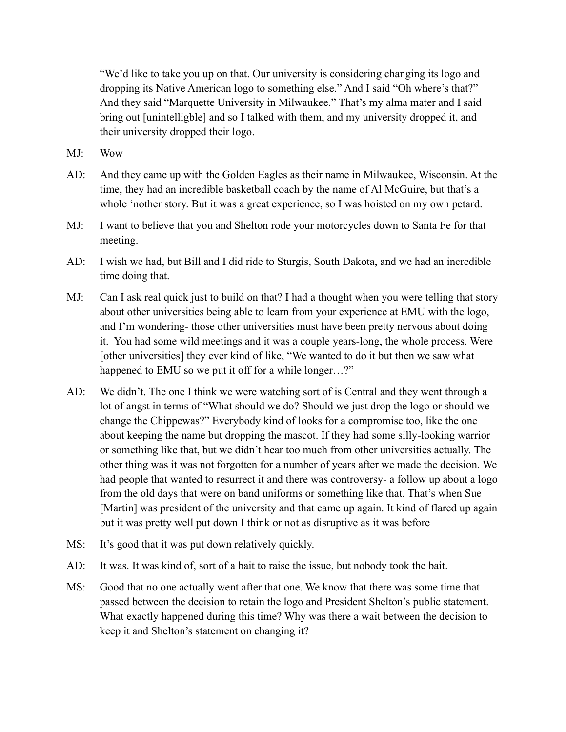"We'd like to take you up on that. Our university is considering changing its logo and dropping its Native American logo to something else." And I said "Oh where's that?" And they said "Marquette University in Milwaukee." That's my alma mater and I said bring out [unintelligble] and so I talked with them, and my university dropped it, and their university dropped their logo.

MJ: Wow

AD: And they came up with the Golden Eagles as their name in Milwaukee, Wisconsin. At the time, they had an incredible basketball coach by the name of Al McGuire, but that's a whole 'nother story. But it was a great experience, so I was hoisted on my own petard.

MJ: I want to believe that you and Shelton rode your motorcycles down to Santa Fe for that meeting.

AD: I wish we had, but Bill and I did ride to Sturgis, South Dakota, and we had an incredible time doing that.

MJ: Can I ask real quick just to build on that? I had a thought when you were telling that story about other universities being able to learn from your experience at EMU with the logo, and I'm wondering- those other universities must have been pretty nervous about doing it. You had some wild meetings and it was a couple years-long, the whole process. Were [other universities] they ever kind of like, "We wanted to do it but then we saw what happened to EMU so we put it off for a while longer…?"

AD: We didn't. The one I think we were watching sort of is Central and they went through a lot of angst in terms of "What should we do? Should we just drop the logo or should we change the Chippewas?" Everybody kind of looks for a compromise too, like the one about keeping the name but dropping the mascot. If they had some silly-looking warrior or something like that, but we didn't hear too much from other universities actually. The other thing was it was not forgotten for a number of years after we made the decision. We had people that wanted to resurrect it and there was controversy- a follow up about a logo from the old days that were on band uniforms or something like that. That's when Sue [Martin] was president of the university and that came up again. It kind of flared up again but it was pretty well put down I think or not as disruptive as it was before

MS: It's good that it was put down relatively quickly.

AD: It was. It was kind of, sort of a bait to raise the issue, but nobody took the bait.

MS: Good that no one actually went after that one. We know that there was some time that passed between the decision to retain the logo and President Shelton's public statement. What exactly happened during this time? Why was there a wait between the decision to keep it and Shelton's statement on changing it?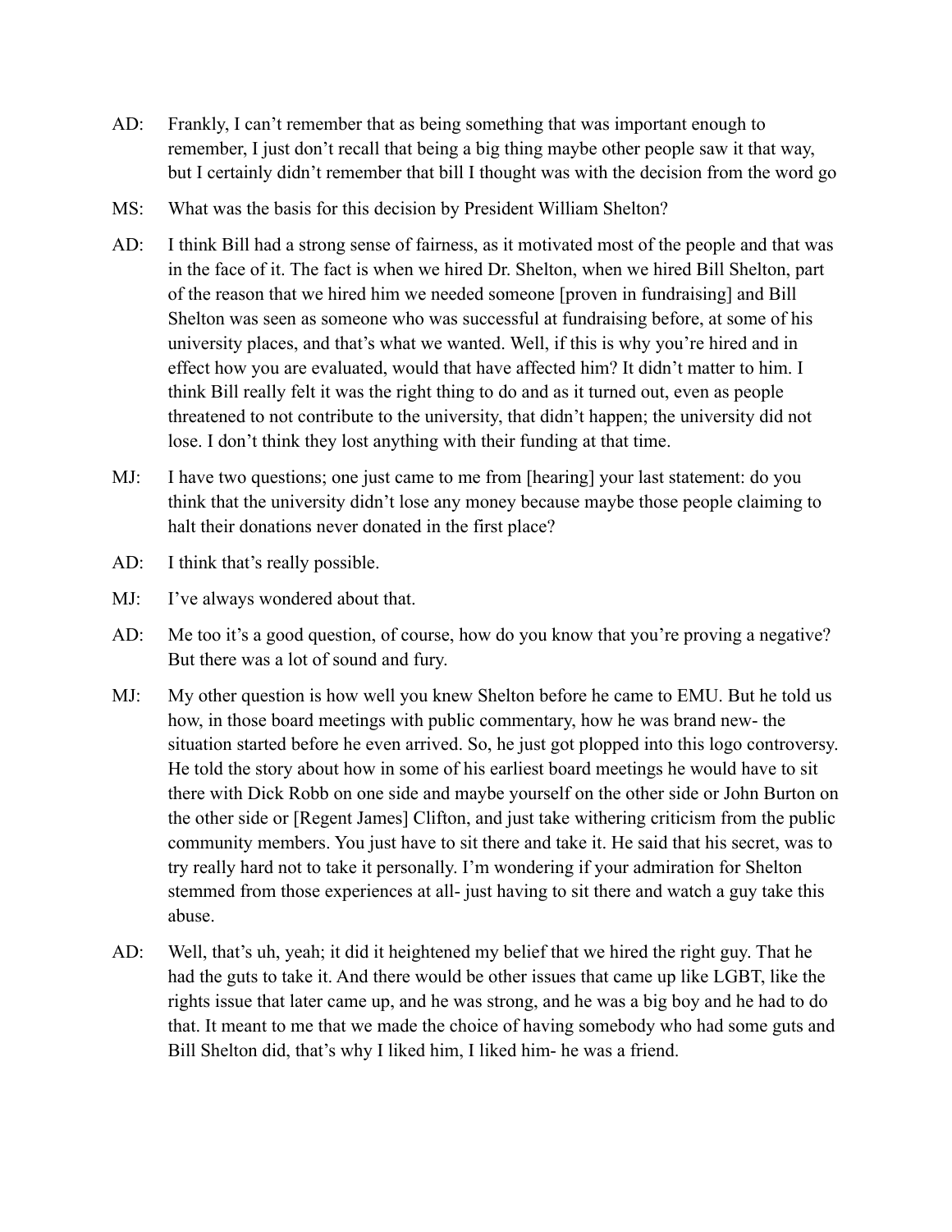AD: Frankly, I can't remember that as being something that was important enough to remember, I just don't recall that being a big thing maybe other people saw it that way, but I certainly didn't remember that bill I thought was with the decision from the word go

MS: What was the basis for this decision by President William Shelton?

AD: I think Bill had a strong sense of fairness, as it motivated most of the people and that was in the face of it. The fact is when we hired Dr. Shelton, when we hired Bill Shelton, part of the reason that we hired him we needed someone [proven in fundraising] and Bill Shelton was seen as someone who was successful at fundraising before, at some of his university places, and that's what we wanted. Well, if this is why you're hired and in effect how you are evaluated, would that have affected him? It didn't matter to him. I think Bill really felt it was the right thing to do and as it turned out, even as people threatened to not contribute to the university, that didn't happen; the university did not lose. I don't think they lost anything with their funding at that time.

MJ: I have two questions; one just came to me from [hearing] your last statement: do you think that the university didn't lose any money because maybe those people claiming to halt their donations never donated in the first place?

AD: I think that's really possible.

MJ: I've always wondered about that.

AD: Me too it's a good question, of course, how do you know that you're proving a negative? But there was a lot of sound and fury.

MJ: My other question is how well you knew Shelton before he came to EMU. But he told us how, in those board meetings with public commentary, how he was brand new- the situation started before he even arrived. So, he just got plopped into this logo controversy. He told the story about how in some of his earliest board meetings he would have to sit there with Dick Robb on one side and maybe yourself on the other side or John Burton on the other side or [Regent James] Clifton, and just take withering criticism from the public community members. You just have to sit there and take it. He said that his secret, was to try really hard not to take it personally. I'm wondering if your admiration for Shelton stemmed from those experiences at all- just having to sit there and watch a guy take this abuse.

AD: Well, that's uh, yeah; it did it heightened my belief that we hired the right guy. That he had the guts to take it. And there would be other issues that came up like LGBT, like the rights issue that later came up, and he was strong, and he was a big boy and he had to do that. It meant to me that we made the choice of having somebody who had some guts and Bill Shelton did, that's why I liked him, I liked him- he was a friend.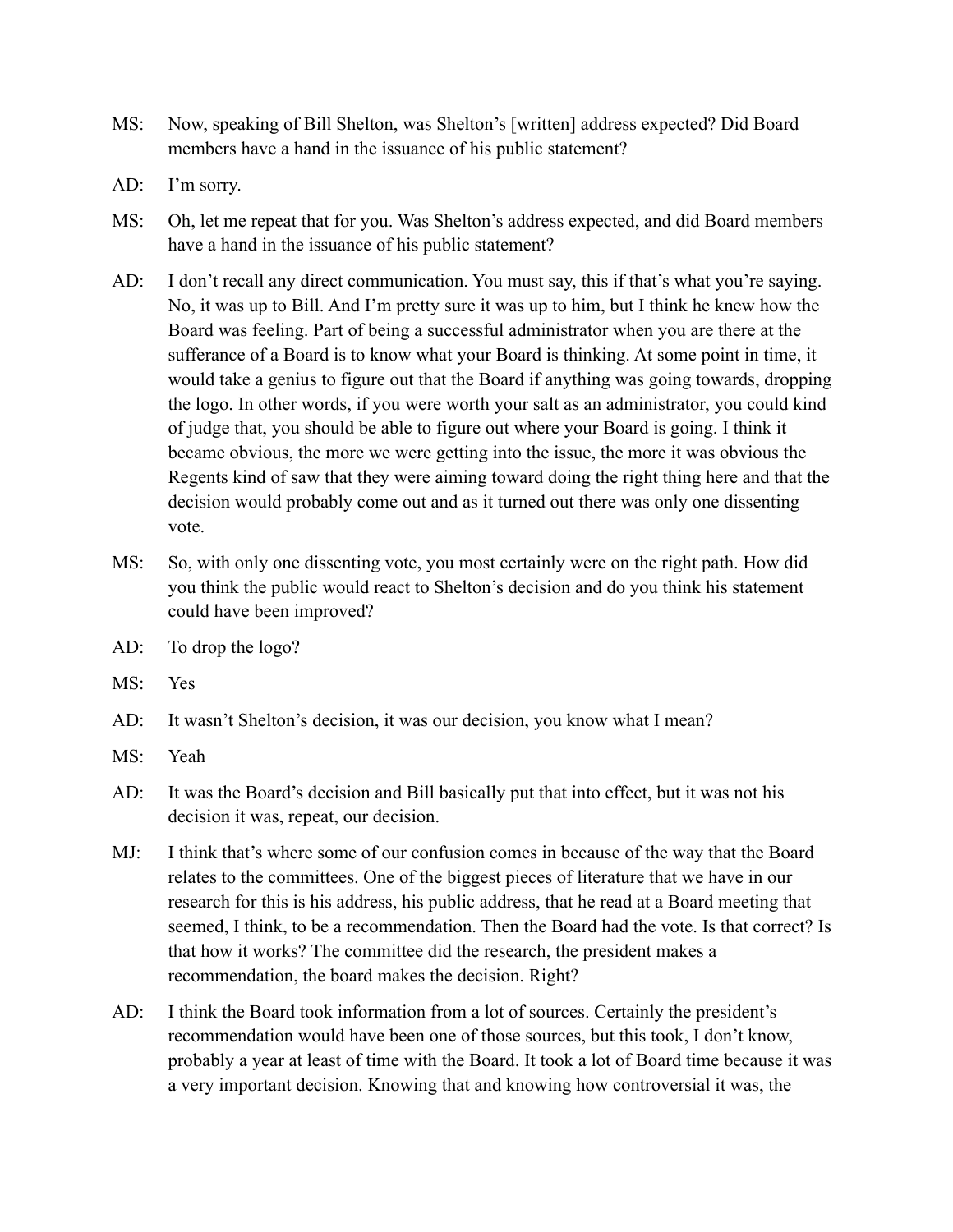MS: Now, speaking of Bill Shelton, was Shelton's [written] address expected? Did Board members have a hand in the issuance of his public statement?

AD: I'm sorry.

MS: Oh, let me repeat that for you. Was Shelton's address expected, and did Board members have a hand in the issuance of his public statement?

AD: I don't recall any direct communication. You must say, this if that's what you're saying. No, it was up to Bill. And I'm pretty sure it was up to him, but I think he knew how the Board was feeling. Part of being a successful administrator when you are there at the sufferance of a Board is to know what your Board is thinking. At some point in time, it would take a genius to figure out that the Board if anything was going towards, dropping the logo. In other words, if you were worth your salt as an administrator, you could kind of judge that, you should be able to figure out where your Board is going. I think it became obvious, the more we were getting into the issue, the more it was obvious the Regents kind of saw that they were aiming toward doing the right thing here and that the decision would probably come out and as it turned out there was only one dissenting vote.

MS: So, with only one dissenting vote, you most certainly were on the right path. How did you think the public would react to Shelton's decision and do you think his statement could have been improved?

AD: To drop the logo?

MS: Yes

AD: It wasn't Shelton's decision, it was our decision, you know what I mean?

MS: Yeah

AD: It was the Board's decision and Bill basically put that into effect, but it was not his decision it was, repeat, our decision.

MJ: I think that's where some of our confusion comes in because of the way that the Board relates to the committees. One of the biggest pieces of literature that we have in our research for this is his address, his public address, that he read at a Board meeting that seemed, I think, to be a recommendation. Then the Board had the vote. Is that correct? Is that how it works? The committee did the research, the president makes a recommendation, the board makes the decision. Right?

AD: I think the Board took information from a lot of sources. Certainly the president's recommendation would have been one of those sources, but this took, I don't know, probably a year at least of time with the Board. It took a lot of Board time because it was a very important decision. Knowing that and knowing how controversial it was, the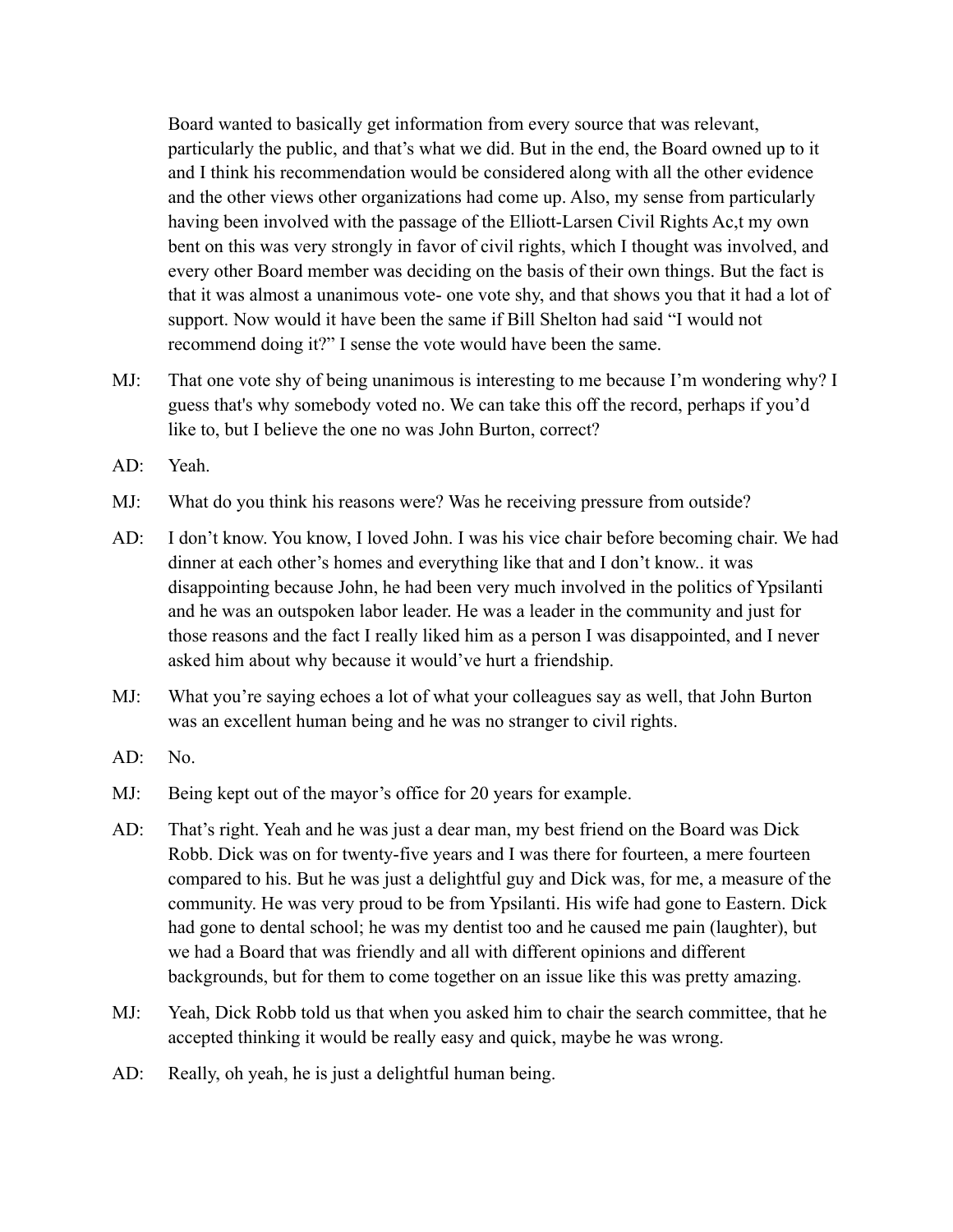Board wanted to basically get information from every source that was relevant, particularly the public, and that's what we did. But in the end, the Board owned up to it and I think his recommendation would be considered along with all the other evidence and the other views other organizations had come up. Also, my sense from particularly having been involved with the passage of the Elliott-Larsen Civil Rights Ac,t my own bent on this was very strongly in favor of civil rights, which I thought was involved, and every other Board member was deciding on the basis of their own things. But the fact is that it was almost a unanimous vote- one vote shy, and that shows you that it had a lot of support. Now would it have been the same if Bill Shelton had said "I would not recommend doing it?" I sense the vote would have been the same.

MJ: That one vote shy of being unanimous is interesting to me because I'm wondering why? I guess that's why somebody voted no. We can take this off the record, perhaps if you'd like to, but I believe the one no was John Burton, correct?

AD: Yeah.

MJ: What do you think his reasons were? Was he receiving pressure from outside?

AD: I don't know. You know, I loved John. I was his vice chair before becoming chair. We had dinner at each other's homes and everything like that and I don't know.. it was disappointing because John, he had been very much involved in the politics of Ypsilanti and he was an outspoken labor leader. He was a leader in the community and just for those reasons and the fact I really liked him as a person I was disappointed, and I never asked him about why because it would've hurt a friendship.

MJ: What you're saying echoes a lot of what your colleagues say as well, that John Burton was an excellent human being and he was no stranger to civil rights.

AD: No.

MJ: Being kept out of the mayor's office for 20 years for example.

AD: That's right. Yeah and he was just a dear man, my best friend on the Board was Dick Robb. Dick was on for twenty-five years and I was there for fourteen, a mere fourteen compared to his. But he was just a delightful guy and Dick was, for me, a measure of the community. He was very proud to be from Ypsilanti. His wife had gone to Eastern. Dick had gone to dental school; he was my dentist too and he caused me pain (laughter), but we had a Board that was friendly and all with different opinions and different backgrounds, but for them to come together on an issue like this was pretty amazing.

MJ: Yeah, Dick Robb told us that when you asked him to chair the search committee, that he accepted thinking it would be really easy and quick, maybe he was wrong.

AD: Really, oh yeah, he is just a delightful human being.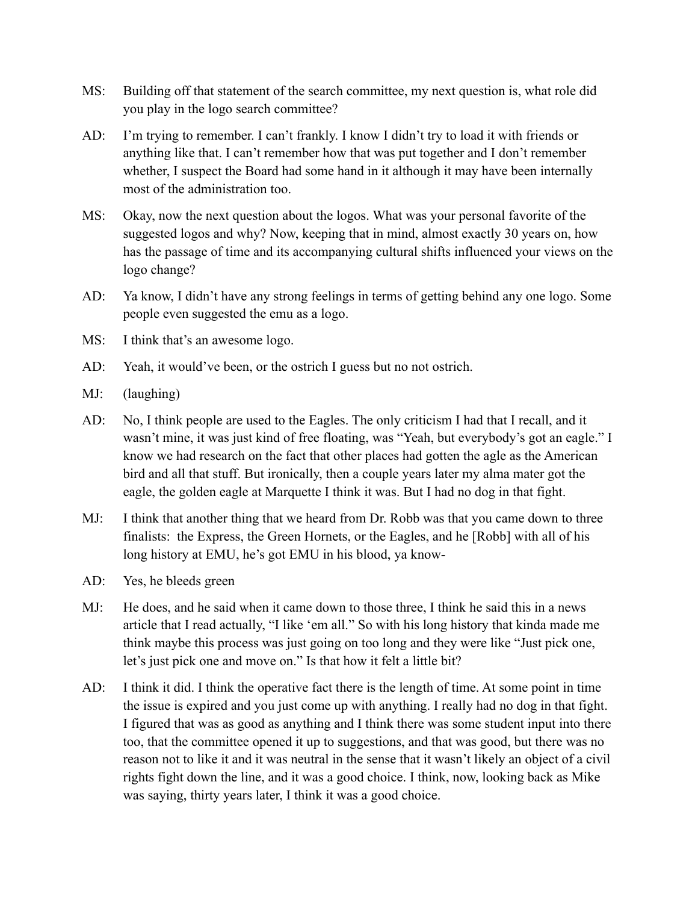MS: Building off that statement of the search committee, my next question is, what role did you play in the logo search committee?

AD: I'm trying to remember. I can't frankly. I know I didn't try to load it with friends or anything like that. I can't remember how that was put together and I don't remember whether, I suspect the Board had some hand in it although it may have been internally most of the administration too.

MS: Okay, now the next question about the logos. What was your personal favorite of the suggested logos and why? Now, keeping that in mind, almost exactly 30 years on, how has the passage of time and its accompanying cultural shifts influenced your views on the logo change?

AD: Ya know, I didn't have any strong feelings in terms of getting behind any one logo. Some people even suggested the emu as a logo.

MS: I think that's an awesome logo.

AD: Yeah, it would've been, or the ostrich I guess but no not ostrich.

MJ: (laughing)

AD: No, I think people are used to the Eagles. The only criticism I had that I recall, and it wasn't mine, it was just kind of free floating, was "Yeah, but everybody's got an eagle." I know we had research on the fact that other places had gotten the agle as the American bird and all that stuff. But ironically, then a couple years later my alma mater got the eagle, the golden eagle at Marquette I think it was. But I had no dog in that fight.

MJ: I think that another thing that we heard from Dr. Robb was that you came down to three finalists: the Express, the Green Hornets, or the Eagles, and he [Robb] with all of his long history at EMU, he's got EMU in his blood, ya know-

AD: Yes, he bleeds green

MJ: He does, and he said when it came down to those three, I think he said this in a news article that I read actually, "I like 'em all." So with his long history that kinda made me think maybe this process was just going on too long and they were like "Just pick one, let's just pick one and move on." Is that how it felt a little bit?

AD: I think it did. I think the operative fact there is the length of time. At some point in time the issue is expired and you just come up with anything. I really had no dog in that fight. I figured that was as good as anything and I think there was some student input into there too, that the committee opened it up to suggestions, and that was good, but there was no reason not to like it and it was neutral in the sense that it wasn't likely an object of a civil rights fight down the line, and it was a good choice. I think, now, looking back as Mike was saying, thirty years later, I think it was a good choice.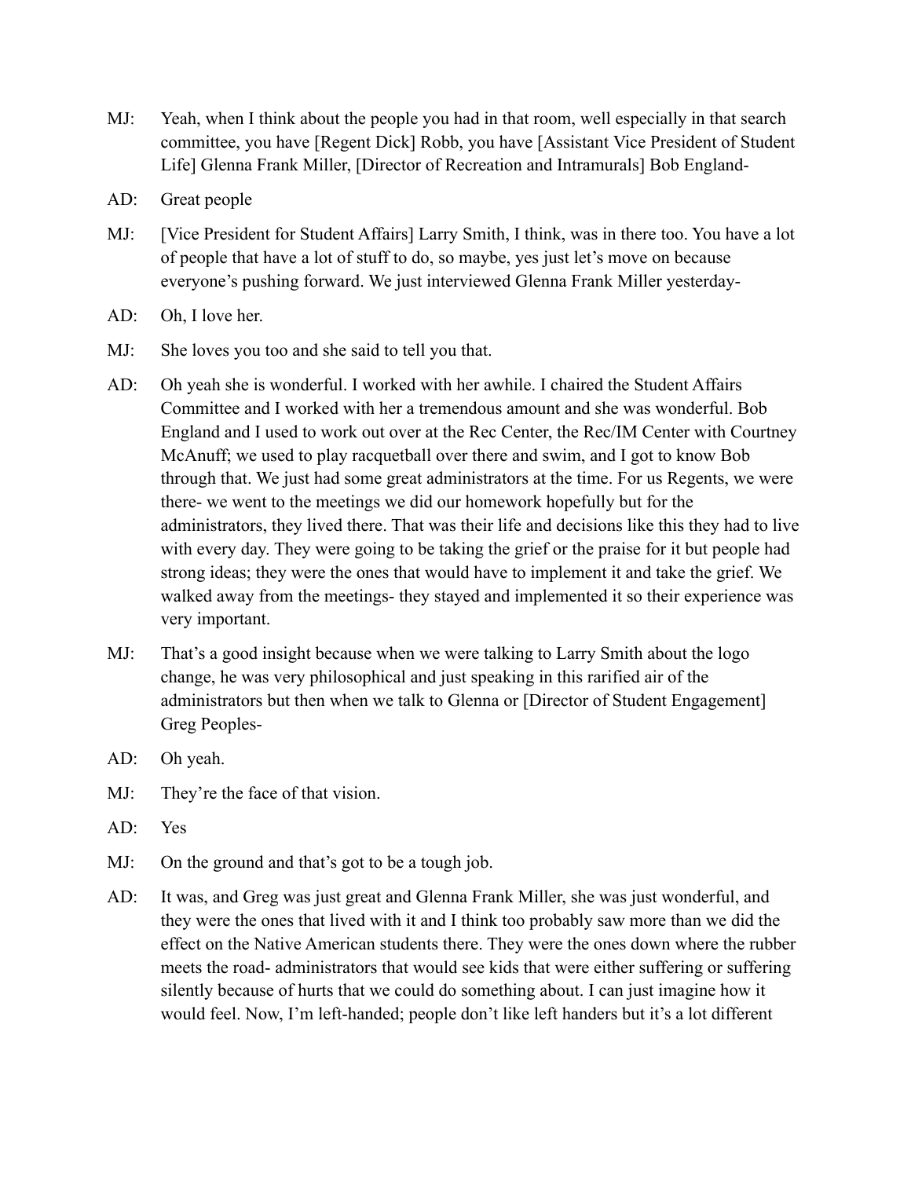MJ: Yeah, when I think about the people you had in that room, well especially in that search committee, you have [Regent Dick] Robb, you have [Assistant Vice President of Student Life] Glenna Frank Miller, [Director of Recreation and Intramurals] Bob England-

AD: Great people

MJ: [Vice President for Student Affairs] Larry Smith, I think, was in there too. You have a lot of people that have a lot of stuff to do, so maybe, yes just let's move on because everyone's pushing forward. We just interviewed Glenna Frank Miller yesterday-

AD: Oh, I love her.

MJ: She loves you too and she said to tell you that.

AD: Oh yeah she is wonderful. I worked with her awhile. I chaired the Student Affairs Committee and I worked with her a tremendous amount and she was wonderful. Bob England and I used to work out over at the Rec Center, the Rec/IM Center with Courtney McAnuff; we used to play racquetball over there and swim, and I got to know Bob through that. We just had some great administrators at the time. For us Regents, we were there- we went to the meetings we did our homework hopefully but for the administrators, they lived there. That was their life and decisions like this they had to live with every day. They were going to be taking the grief or the praise for it but people had strong ideas; they were the ones that would have to implement it and take the grief. We walked away from the meetings- they stayed and implemented it so their experience was very important.

MJ: That's a good insight because when we were talking to Larry Smith about the logo change, he was very philosophical and just speaking in this rarified air of the administrators but then when we talk to Glenna or [Director of Student Engagement] Greg Peoples-

AD: Oh yeah.

MJ: They're the face of that vision.

AD: Yes

MJ: On the ground and that's got to be a tough job.

AD: It was, and Greg was just great and Glenna Frank Miller, she was just wonderful, and they were the ones that lived with it and I think too probably saw more than we did the effect on the Native American students there. They were the ones down where the rubber meets the road- administrators that would see kids that were either suffering or suffering silently because of hurts that we could do something about. I can just imagine how it would feel. Now, I'm left-handed; people don't like left handers but it's a lot different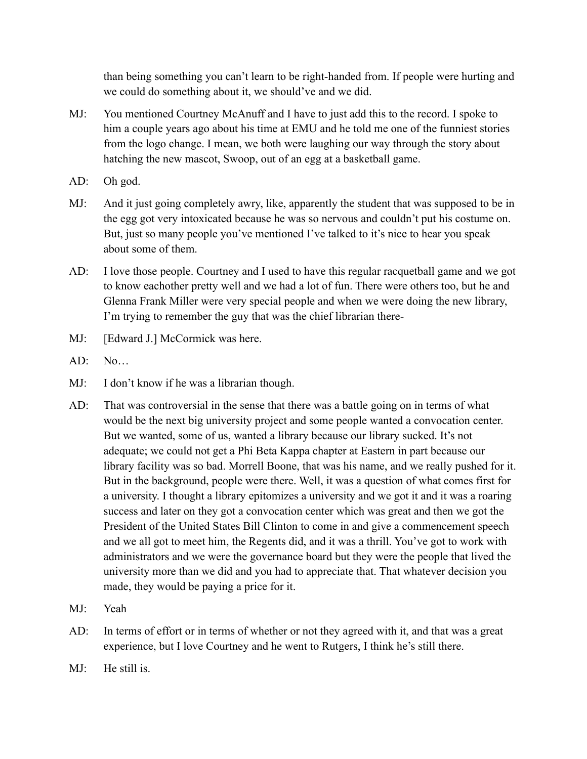than being something you can't learn to be right-handed from. If people were hurting and we could do something about it, we should've and we did.

MJ: You mentioned Courtney McAnuff and I have to just add this to the record. I spoke to him a couple years ago about his time at EMU and he told me one of the funniest stories from the logo change. I mean, we both were laughing our way through the story about hatching the new mascot, Swoop, out of an egg at a basketball game.

AD: Oh god.

MJ: And it just going completely awry, like, apparently the student that was supposed to be in the egg got very intoxicated because he was so nervous and couldn't put his costume on. But, just so many people you've mentioned I've talked to it's nice to hear you speak about some of them.

AD: I love those people. Courtney and I used to have this regular racquetball game and we got to know eachother pretty well and we had a lot of fun. There were others too, but he and Glenna Frank Miller were very special people and when we were doing the new library, I'm trying to remember the guy that was the chief librarian there-

MJ: [Edward J.] McCormick was here.

AD: No…

MJ: I don't know if he was a librarian though.

AD: That was controversial in the sense that there was a battle going on in terms of what would be the next big university project and some people wanted a convocation center. But we wanted, some of us, wanted a library because our library sucked. It's not adequate; we could not get a Phi Beta Kappa chapter at Eastern in part because our library facility was so bad. Morrell Boone, that was his name, and we really pushed for it. But in the background, people were there. Well, it was a question of what comes first for a university. I thought a library epitomizes a university and we got it and it was a roaring success and later on they got a convocation center which was great and then we got the President of the United States Bill Clinton to come in and give a commencement speech and we all got to meet him, the Regents did, and it was a thrill. You've got to work with administrators and we were the governance board but they were the people that lived the university more than we did and you had to appreciate that. That whatever decision you made, they would be paying a price for it.

MJ: Yeah

AD: In terms of effort or in terms of whether or not they agreed with it, and that was a great experience, but I love Courtney and he went to Rutgers, I think he's still there.

MJ: He still is.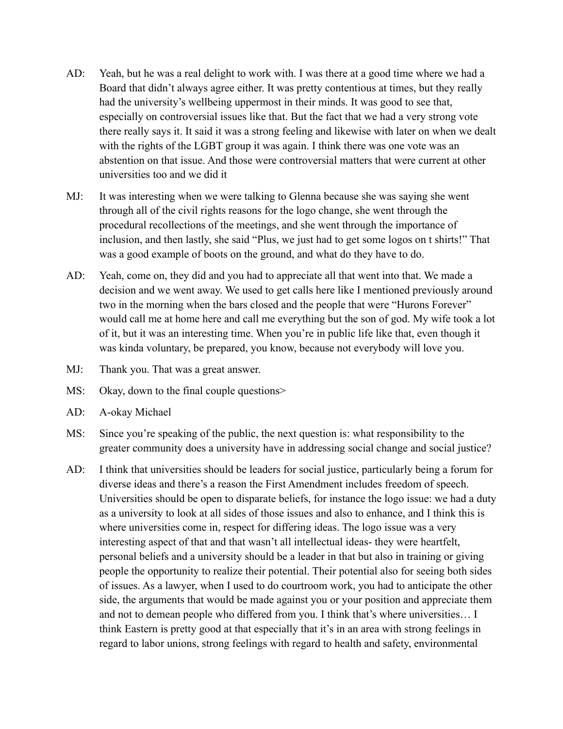AD: Yeah, but he was a real delight to work with. I was there at a good time where we had a Board that didn't always agree either. It was pretty contentious at times, but they really had the university's wellbeing uppermost in their minds. It was good to see that, especially on controversial issues like that. But the fact that we had a very strong vote there really says it. It said it was a strong feeling and likewise with later on when we dealt with the rights of the LGBT group it was again. I think there was one vote was an abstention on that issue. And those were controversial matters that were current at other universities too and we did it

MJ: It was interesting when we were talking to Glenna because she was saying she went through all of the civil rights reasons for the logo change, she went through the procedural recollections of the meetings, and she went through the importance of inclusion, and then lastly, she said "Plus, we just had to get some logos on t shirts!" That was a good example of boots on the ground, and what do they have to do.

AD: Yeah, come on, they did and you had to appreciate all that went into that. We made a decision and we went away. We used to get calls here like I mentioned previously around two in the morning when the bars closed and the people that were "Hurons Forever" would call me at home here and call me everything but the son of god. My wife took a lot of it, but it was an interesting time. When you're in public life like that, even though it was kinda voluntary, be prepared, you know, because not everybody will love you.

MJ: Thank you. That was a great answer.

MS: Okay, down to the final couple questions>

AD: A-okay Michael

MS: Since you're speaking of the public, the next question is: what responsibility to the greater community does a university have in addressing social change and social justice?

AD: I think that universities should be leaders for social justice, particularly being a forum for diverse ideas and there's a reason the First Amendment includes freedom of speech. Universities should be open to disparate beliefs, for instance the logo issue: we had a duty as a university to look at all sides of those issues and also to enhance, and I think this is where universities come in, respect for differing ideas. The logo issue was a very interesting aspect of that and that wasn't all intellectual ideas- they were heartfelt, personal beliefs and a university should be a leader in that but also in training or giving people the opportunity to realize their potential. Their potential also for seeing both sides of issues. As a lawyer, when I used to do courtroom work, you had to anticipate the other side, the arguments that would be made against you or your position and appreciate them and not to demean people who differed from you. I think that's where universities… I think Eastern is pretty good at that especially that it's in an area with strong feelings in regard to labor unions, strong feelings with regard to health and safety, environmental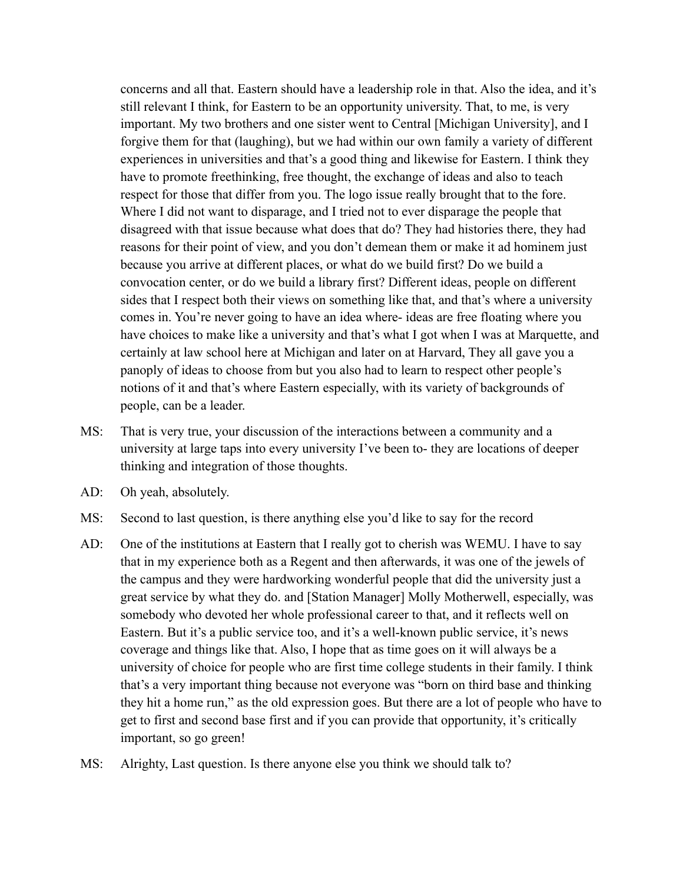concerns and all that. Eastern should have a leadership role in that. Also the idea, and it's still relevant I think, for Eastern to be an opportunity university. That, to me, is very important. My two brothers and one sister went to Central [Michigan University], and I forgive them for that (laughing), but we had within our own family a variety of different experiences in universities and that's a good thing and likewise for Eastern. I think they have to promote freethinking, free thought, the exchange of ideas and also to teach respect for those that differ from you. The logo issue really brought that to the fore. Where I did not want to disparage, and I tried not to ever disparage the people that disagreed with that issue because what does that do? They had histories there, they had reasons for their point of view, and you don't demean them or make it ad hominem just because you arrive at different places, or what do we build first? Do we build a convocation center, or do we build a library first? Different ideas, people on different sides that I respect both their views on something like that, and that's where a university comes in. You're never going to have an idea where- ideas are free floating where you have choices to make like a university and that's what I got when I was at Marquette, and certainly at law school here at Michigan and later on at Harvard, They all gave you a panoply of ideas to choose from but you also had to learn to respect other people's notions of it and that's where Eastern especially, with its variety of backgrounds of people, can be a leader.

MS: That is very true, your discussion of the interactions between a community and a university at large taps into every university I've been to- they are locations of deeper thinking and integration of those thoughts.

AD: Oh yeah, absolutely.

MS: Second to last question, is there anything else you'd like to say for the record

AD: One of the institutions at Eastern that I really got to cherish was WEMU. I have to say that in my experience both as a Regent and then afterwards, it was one of the jewels of the campus and they were hardworking wonderful people that did the university just a great service by what they do. and [Station Manager] Molly Motherwell, especially, was somebody who devoted her whole professional career to that, and it reflects well on Eastern. But it's a public service too, and it's a well-known public service, it's news coverage and things like that. Also, I hope that as time goes on it will always be a university of choice for people who are first time college students in their family. I think that's a very important thing because not everyone was "born on third base and thinking they hit a home run," as the old expression goes. But there are a lot of people who have to get to first and second base first and if you can provide that opportunity, it's critically important, so go green!

MS: Alrighty, Last question. Is there anyone else you think we should talk to?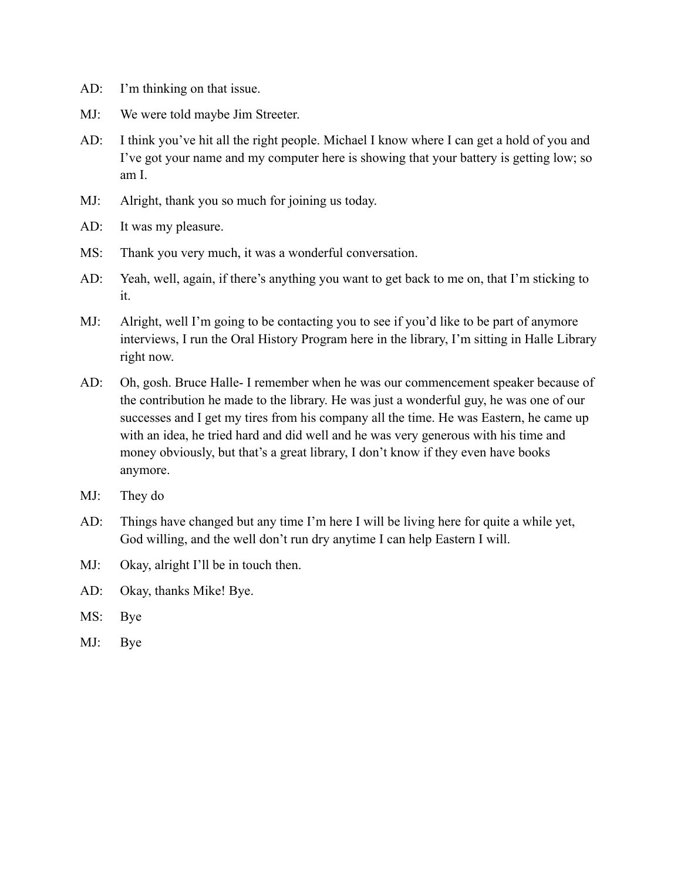AD: I'm thinking on that issue.

MJ: We were told maybe Jim Streeter.

AD: I think you've hit all the right people. Michael I know where I can get a hold of you and I've got your name and my computer here is showing that your battery is getting low; so am I.

MJ: Alright, thank you so much for joining us today.

AD: It was my pleasure.

MS: Thank you very much, it was a wonderful conversation.

AD: Yeah, well, again, if there's anything you want to get back to me on, that I'm sticking to it.

MJ: Alright, well I'm going to be contacting you to see if you'd like to be part of anymore interviews, I run the Oral History Program here in the library, I'm sitting in Halle Library right now.

AD: Oh, gosh. Bruce Halle- I remember when he was our commencement speaker because of the contribution he made to the library. He was just a wonderful guy, he was one of our successes and I get my tires from his company all the time. He was Eastern, he came up with an idea, he tried hard and did well and he was very generous with his time and money obviously, but that's a great library, I don't know if they even have books anymore.

MJ: They do

AD: Things have changed but any time I'm here I will be living here for quite a while yet, God willing, and the well don't run dry anytime I can help Eastern I will.

MJ: Okay, alright I'll be in touch then.

AD: Okay, thanks Mike! Bye.

MS: Bye

MJ: Bye